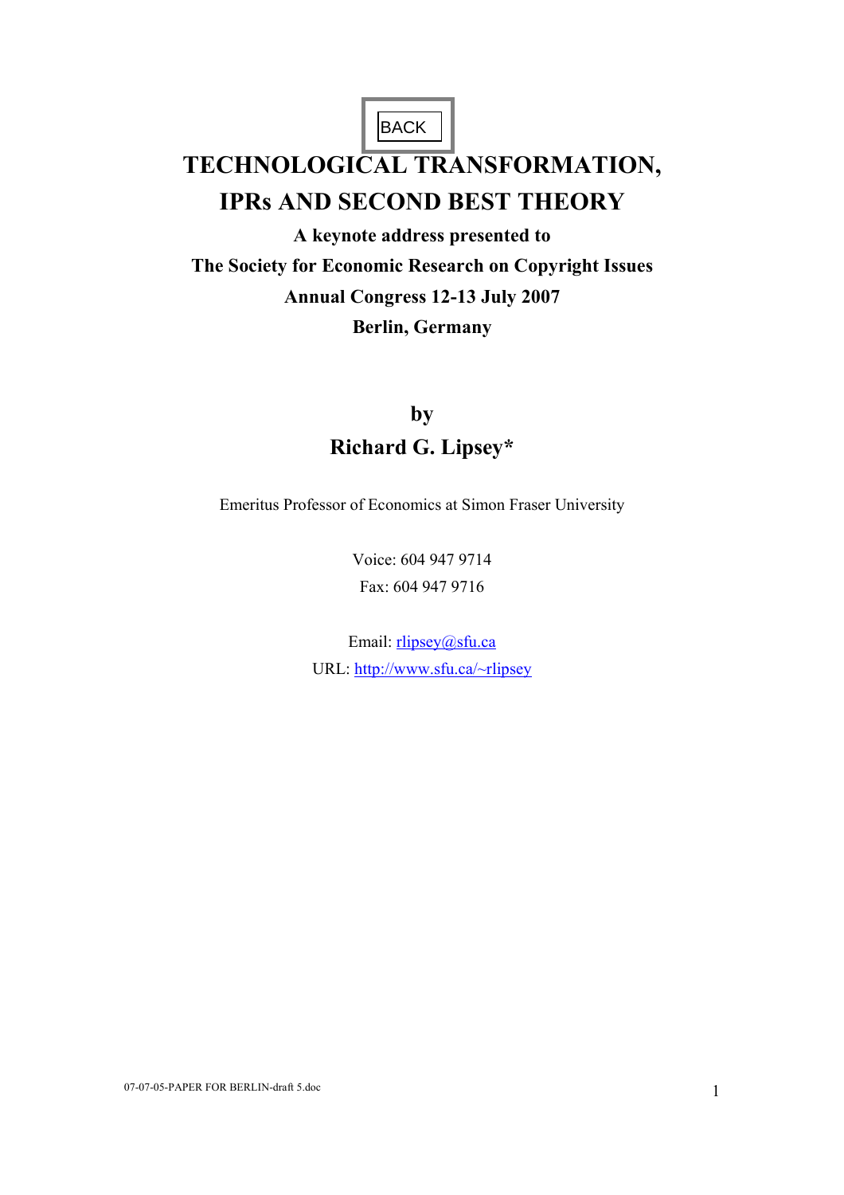BACK

# TECHNOLOGICAL TRANSFORMATION, IPRs AND SECOND BEST THEORY

**A keynote address presented to**
**The Society for Economic Research on Copyright Issues**
**Annual Congress 12-13 July 2007**
**Berlin, Germany**

**by**
**Richard G. Lipsey***

Emeritus Professor of Economics at Simon Fraser University

Voice: 604 947 9714
Fax: 604 947 9716

Email: rlipsey@sfu.ca
URL: http://www.sfu.ca/~rlipsey

07-07-05-PAPER FOR BERLIN-draft 5.doc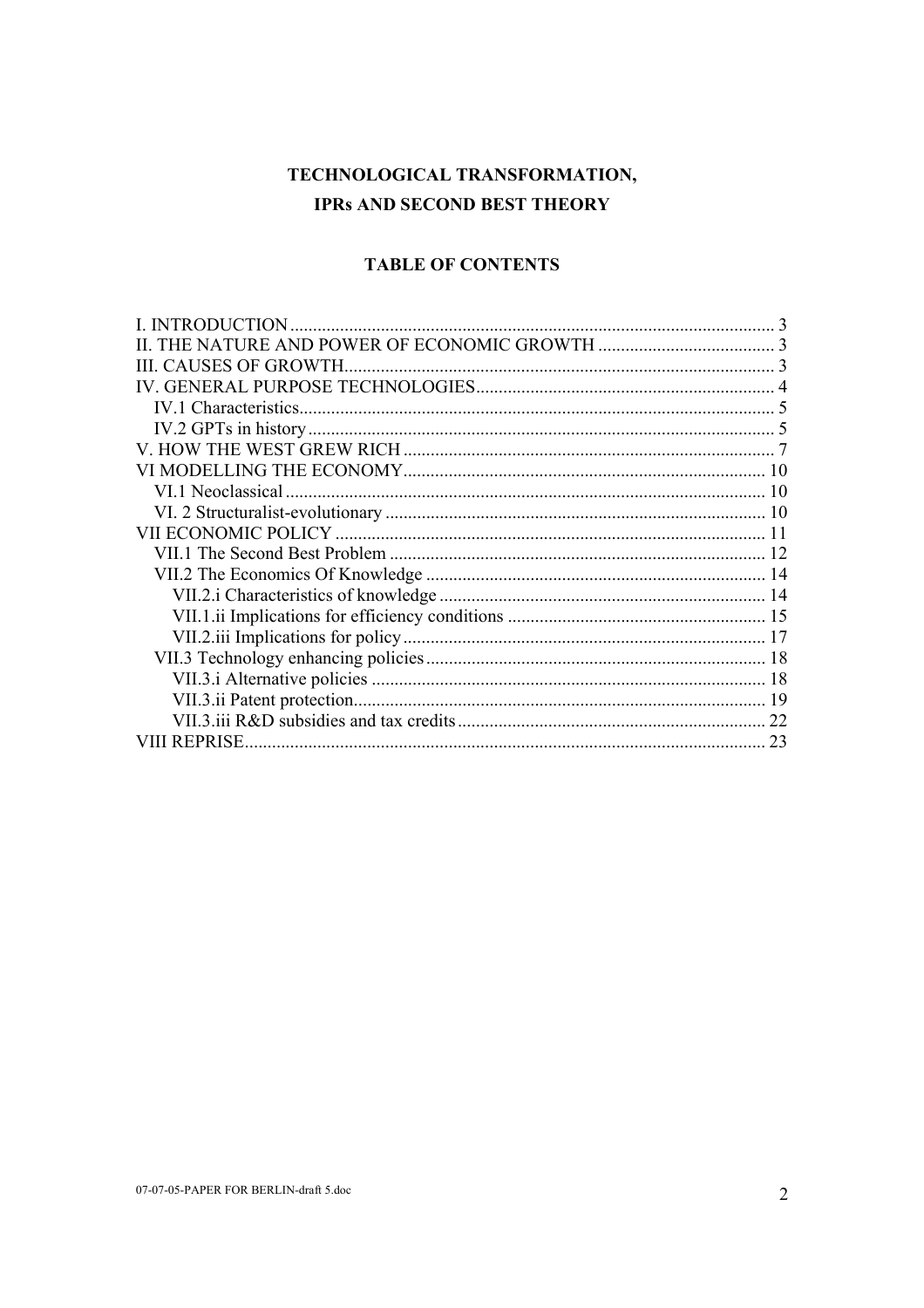# TECHNOLOGICAL TRANSFORMATION, IPRs AND SECOND BEST THEORY

## TABLE OF CONTENTS

I. INTRODUCTION .......... 3
II. THE NATURE AND POWER OF ECONOMIC GROWTH .......... 3
III. CAUSES OF GROWTH .......... 3
IV. GENERAL PURPOSE TECHNOLOGIES .......... 4
  IV.1 Characteristics .......... 5
  IV.2 GPTs in history .......... 5
V. HOW THE WEST GREW RICH .......... 7
VI MODELLING THE ECONOMY .......... 10
  VI.1 Neoclassical .......... 10
  VI. 2 Structuralist-evolutionary .......... 10
VII ECONOMIC POLICY .......... 11
  VII.1 The Second Best Problem .......... 12
  VII.2 The Economics Of Knowledge .......... 14
    VII.2.i Characteristics of knowledge .......... 14
    VII.1.ii Implications for efficiency conditions .......... 15
    VII.2.iii Implications for policy .......... 17
  VII.3 Technology enhancing policies .......... 18
    VII.3.i Alternative policies .......... 18
    VII.3.ii Patent protection .......... 19
    VII.3.iii R&D subsidies and tax credits .......... 22
VIII REPRISE .......... 23

07-07-05-PAPER FOR BERLIN-draft 5.doc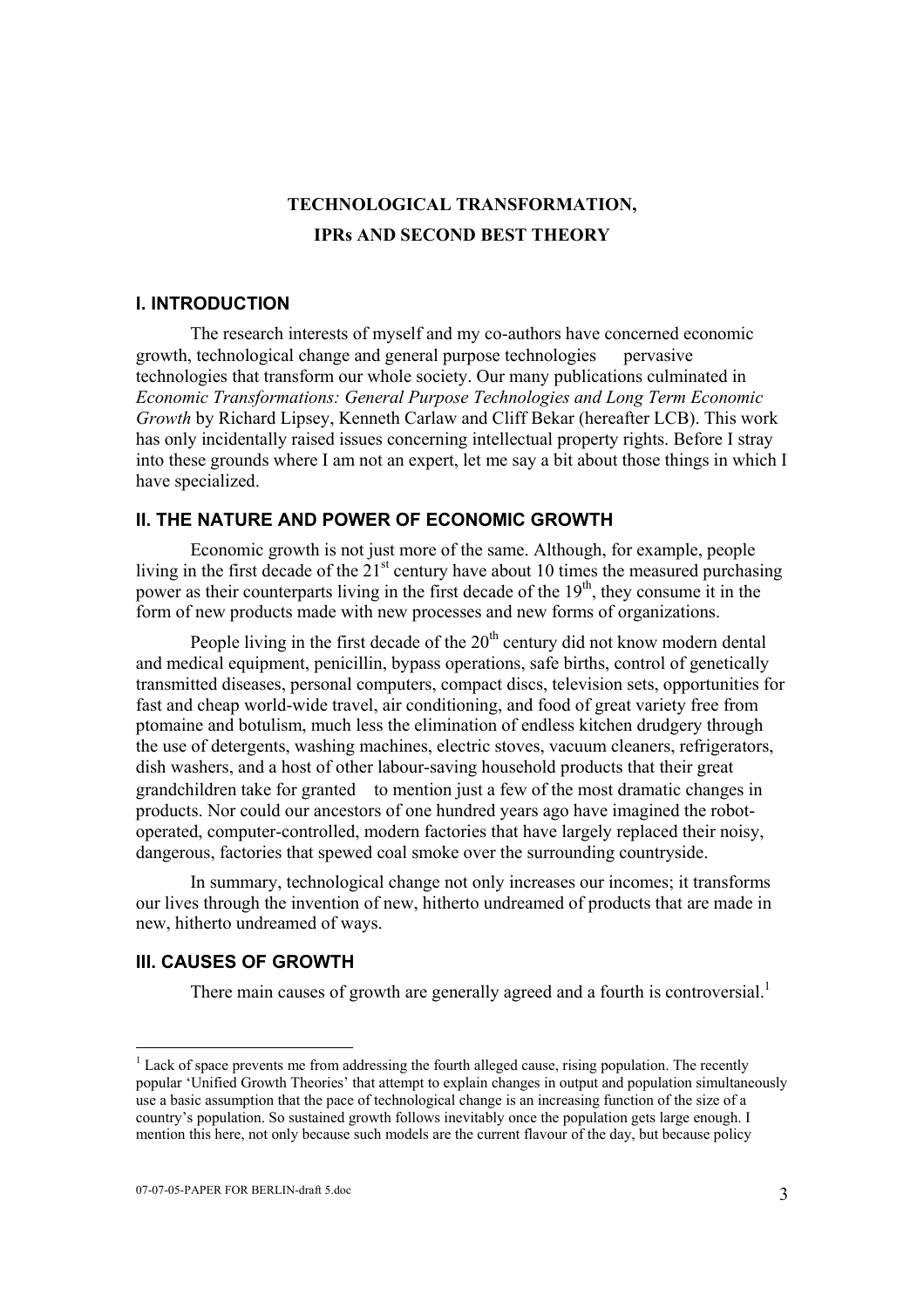# TECHNOLOGICAL TRANSFORMATION, IPRs AND SECOND BEST THEORY

## I. INTRODUCTION

The research interests of myself and my co-authors have concerned economic growth, technological change and general purpose technologies pervasive technologies that transform our whole society. Our many publications culminated in *Economic Transformations: General Purpose Technologies and Long Term Economic Growth* by Richard Lipsey, Kenneth Carlaw and Cliff Bekar (hereafter LCB). This work has only incidentally raised issues concerning intellectual property rights. Before I stray into these grounds where I am not an expert, let me say a bit about those things in which I have specialized.

## II. THE NATURE AND POWER OF ECONOMIC GROWTH

Economic growth is not just more of the same. Although, for example, people living in the first decade of the 21st century have about 10 times the measured purchasing power as their counterparts living in the first decade of the 19th, they consume it in the form of new products made with new processes and new forms of organizations.

People living in the first decade of the 20th century did not know modern dental and medical equipment, penicillin, bypass operations, safe births, control of genetically transmitted diseases, personal computers, compact discs, television sets, opportunities for fast and cheap world-wide travel, air conditioning, and food of great variety free from ptomaine and botulism, much less the elimination of endless kitchen drudgery through the use of detergents, washing machines, electric stoves, vacuum cleaners, refrigerators, dish washers, and a host of other labour-saving household products that their great grandchildren take for granted to mention just a few of the most dramatic changes in products. Nor could our ancestors of one hundred years ago have imagined the robot-operated, computer-controlled, modern factories that have largely replaced their noisy, dangerous, factories that spewed coal smoke over the surrounding countryside.

In summary, technological change not only increases our incomes; it transforms our lives through the invention of new, hitherto undreamed of products that are made in new, hitherto undreamed of ways.

## III. CAUSES OF GROWTH

There main causes of growth are generally agreed and a fourth is controversial.[1]

---

[1] Lack of space prevents me from addressing the fourth alleged cause, rising population. The recently popular 'Unified Growth Theories' that attempt to explain changes in output and population simultaneously use a basic assumption that the pace of technological change is an increasing function of the size of a country's population. So sustained growth follows inevitably once the population gets large enough. I mention this here, not only because such models are the current flavour of the day, but because policy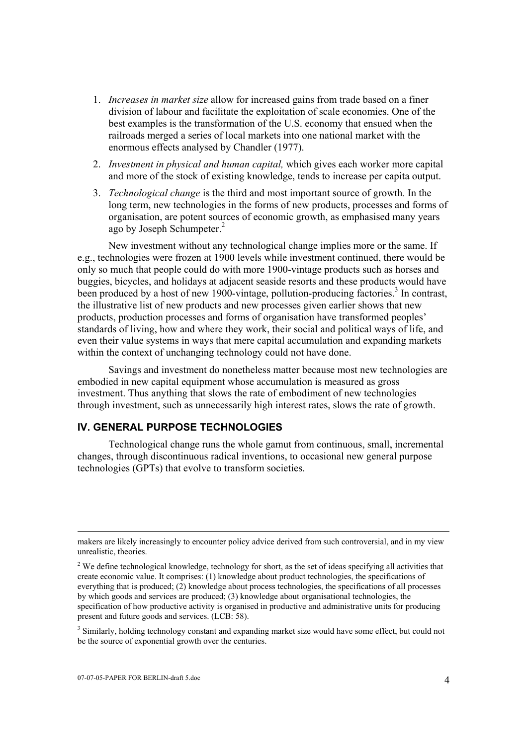1. *Increases in market size* allow for increased gains from trade based on a finer division of labour and facilitate the exploitation of scale economies. One of the best examples is the transformation of the U.S. economy that ensued when the railroads merged a series of local markets into one national market with the enormous effects analysed by Chandler (1977).
2. *Investment in physical and human capital,* which gives each worker more capital and more of the stock of existing knowledge, tends to increase per capita output.
3. *Technological change* is the third and most important source of growth. In the long term, new technologies in the forms of new products, processes and forms of organisation, are potent sources of economic growth, as emphasised many years ago by Joseph Schumpeter.[2]

New investment without any technological change implies more or the same. If e.g., technologies were frozen at 1900 levels while investment continued, there would be only so much that people could do with more 1900-vintage products such as horses and buggies, bicycles, and holidays at adjacent seaside resorts and these products would have been produced by a host of new 1900-vintage, pollution-producing factories.[3] In contrast, the illustrative list of new products and new processes given earlier shows that new products, production processes and forms of organisation have transformed peoples' standards of living, how and where they work, their social and political ways of life, and even their value systems in ways that mere capital accumulation and expanding markets within the context of unchanging technology could not have done.

Savings and investment do nonetheless matter because most new technologies are embodied in new capital equipment whose accumulation is measured as gross investment. Thus anything that slows the rate of embodiment of new technologies through investment, such as unnecessarily high interest rates, slows the rate of growth.

## IV. GENERAL PURPOSE TECHNOLOGIES

Technological change runs the whole gamut from continuous, small, incremental changes, through discontinuous radical inventions, to occasional new general purpose technologies (GPTs) that evolve to transform societies.

---

makers are likely increasingly to encounter policy advice derived from such controversial, and in my view unrealistic, theories.

[2] We define technological knowledge, technology for short, as the set of ideas specifying all activities that create economic value. It comprises: (1) knowledge about product technologies, the specifications of everything that is produced; (2) knowledge about process technologies, the specifications of all processes by which goods and services are produced; (3) knowledge about organisational technologies, the specification of how productive activity is organised in productive and administrative units for producing present and future goods and services. (LCB: 58).

[3] Similarly, holding technology constant and expanding market size would have some effect, but could not be the source of exponential growth over the centuries.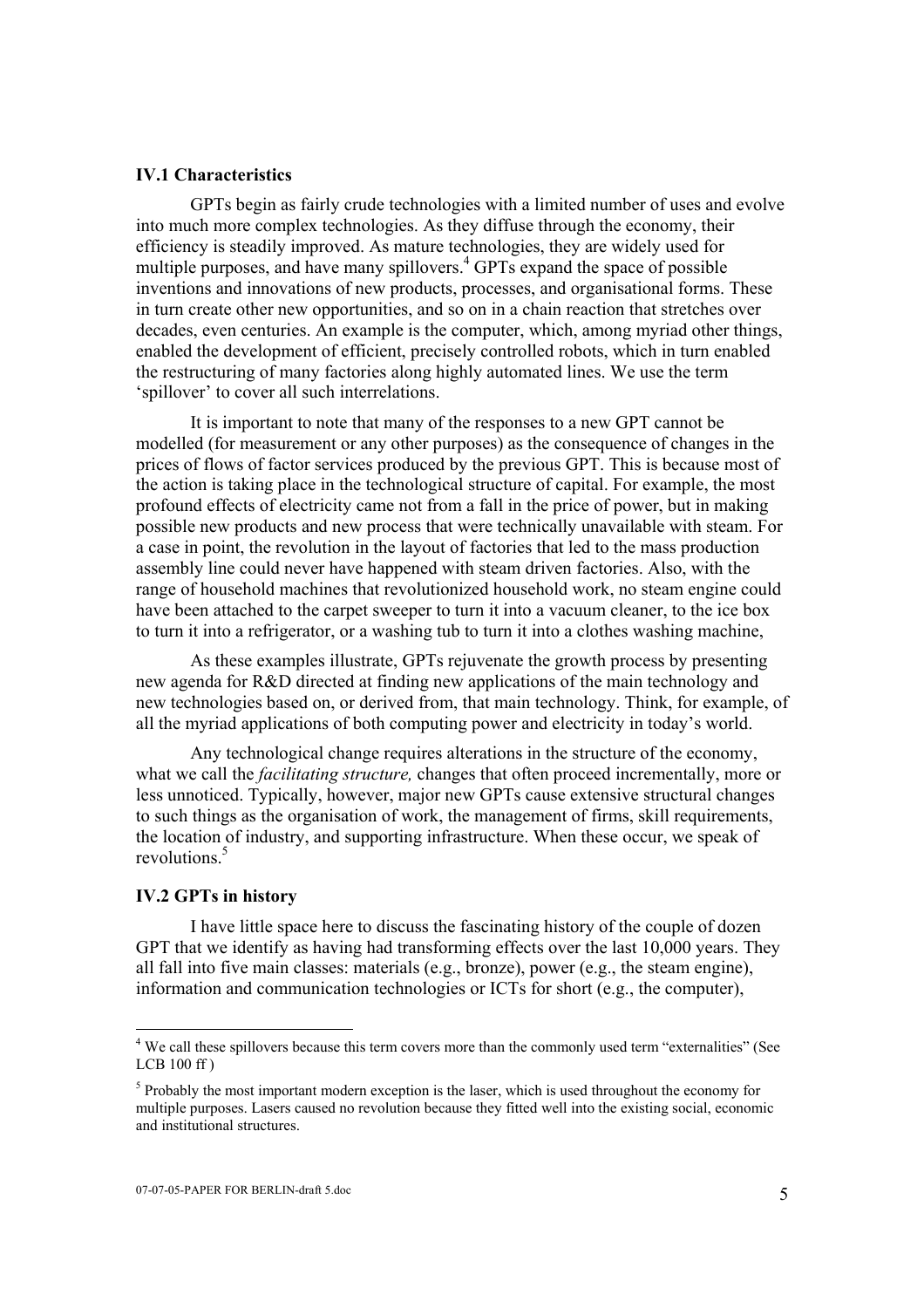### IV.1 Characteristics

GPTs begin as fairly crude technologies with a limited number of uses and evolve into much more complex technologies. As they diffuse through the economy, their efficiency is steadily improved. As mature technologies, they are widely used for multiple purposes, and have many spillovers.[4] GPTs expand the space of possible inventions and innovations of new products, processes, and organisational forms. These in turn create other new opportunities, and so on in a chain reaction that stretches over decades, even centuries. An example is the computer, which, among myriad other things, enabled the development of efficient, precisely controlled robots, which in turn enabled the restructuring of many factories along highly automated lines. We use the term 'spillover' to cover all such interrelations.

It is important to note that many of the responses to a new GPT cannot be modelled (for measurement or any other purposes) as the consequence of changes in the prices of flows of factor services produced by the previous GPT. This is because most of the action is taking place in the technological structure of capital. For example, the most profound effects of electricity came not from a fall in the price of power, but in making possible new products and new process that were technically unavailable with steam. For a case in point, the revolution in the layout of factories that led to the mass production assembly line could never have happened with steam driven factories. Also, with the range of household machines that revolutionized household work, no steam engine could have been attached to the carpet sweeper to turn it into a vacuum cleaner, to the ice box to turn it into a refrigerator, or a washing tub to turn it into a clothes washing machine,

As these examples illustrate, GPTs rejuvenate the growth process by presenting new agenda for R&D directed at finding new applications of the main technology and new technologies based on, or derived from, that main technology. Think, for example, of all the myriad applications of both computing power and electricity in today's world.

Any technological change requires alterations in the structure of the economy, what we call the *facilitating structure,* changes that often proceed incrementally, more or less unnoticed. Typically, however, major new GPTs cause extensive structural changes to such things as the organisation of work, the management of firms, skill requirements, the location of industry, and supporting infrastructure. When these occur, we speak of revolutions.[5]

### IV.2 GPTs in history

I have little space here to discuss the fascinating history of the couple of dozen GPT that we identify as having had transforming effects over the last 10,000 years. They all fall into five main classes: materials (e.g., bronze), power (e.g., the steam engine), information and communication technologies or ICTs for short (e.g., the computer),

---

[4] We call these spillovers because this term covers more than the commonly used term "externalities" (See LCB 100 ff )

[5] Probably the most important modern exception is the laser, which is used throughout the economy for multiple purposes. Lasers caused no revolution because they fitted well into the existing social, economic and institutional structures.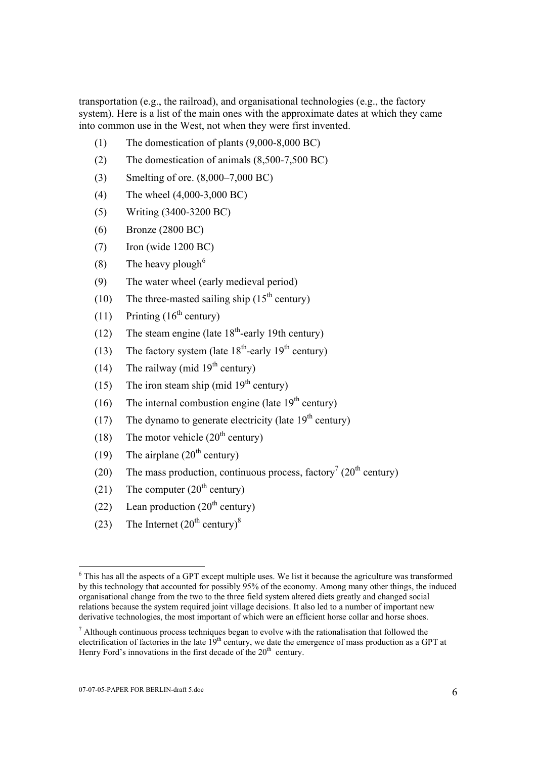transportation (e.g., the railroad), and organisational technologies (e.g., the factory system). Here is a list of the main ones with the approximate dates at which they came into common use in the West, not when they were first invented.

(1) The domestication of plants (9,000-8,000 BC)

(2) The domestication of animals (8,500-7,500 BC)

(3) Smelting of ore. (8,000–7,000 BC)

(4) The wheel (4,000-3,000 BC)

(5) Writing (3400-3200 BC)

(6) Bronze (2800 BC)

(7) Iron (wide 1200 BC)

(8) The heavy plough[6]

(9) The water wheel (early medieval period)

(10) The three-masted sailing ship (15th century)

(11) Printing (16th century)

(12) The steam engine (late 18th-early 19th century)

(13) The factory system (late 18th-early 19th century)

(14) The railway (mid 19th century)

(15) The iron steam ship (mid 19th century)

(16) The internal combustion engine (late 19th century)

(17) The dynamo to generate electricity (late 19th century)

(18) The motor vehicle (20th century)

(19) The airplane (20th century)

(20) The mass production, continuous process, factory[7] (20th century)

(21) The computer (20th century)

(22) Lean production (20th century)

(23) The Internet (20th century)[8]

---

[6] This has all the aspects of a GPT except multiple uses. We list it because the agriculture was transformed by this technology that accounted for possibly 95% of the economy. Among many other things, the induced organisational change from the two to the three field system altered diets greatly and changed social relations because the system required joint village decisions. It also led to a number of important new derivative technologies, the most important of which were an efficient horse collar and horse shoes.

[7] Although continuous process techniques began to evolve with the rationalisation that followed the electrification of factories in the late 19th century, we date the emergence of mass production as a GPT at Henry Ford's innovations in the first decade of the 20th century.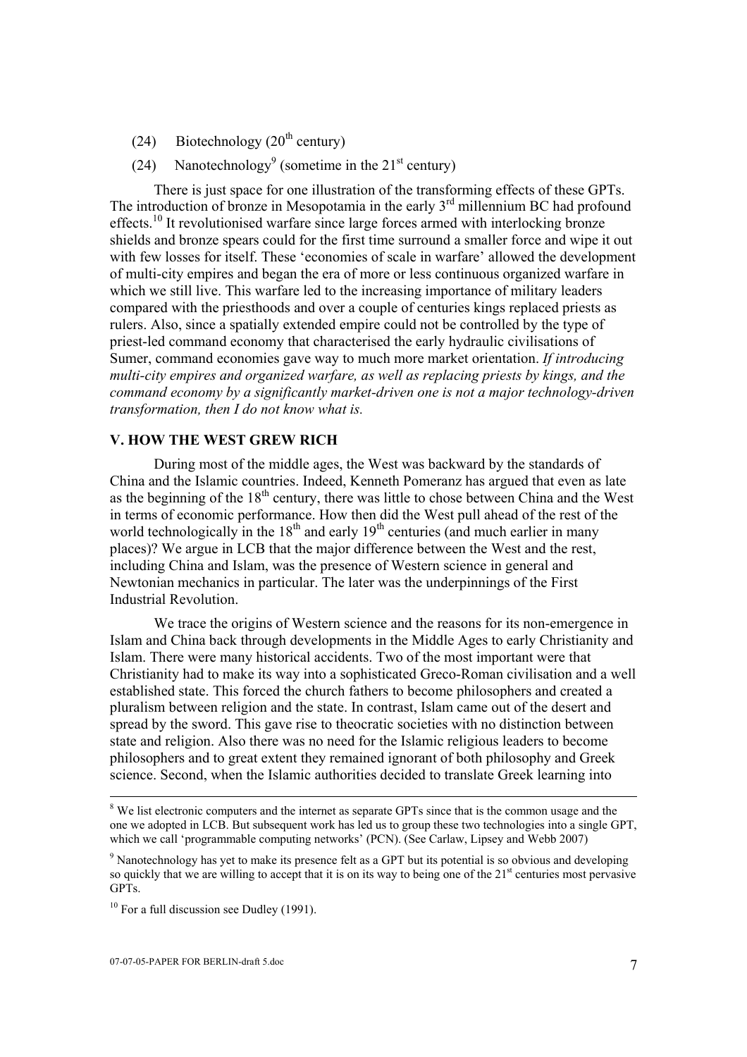(24) Biotechnology (20th century)

(24) Nanotechnology[9] (sometime in the 21st century)

There is just space for one illustration of the transforming effects of these GPTs. The introduction of bronze in Mesopotamia in the early 3rd millennium BC had profound effects.[10] It revolutionised warfare since large forces armed with interlocking bronze shields and bronze spears could for the first time surround a smaller force and wipe it out with few losses for itself. These 'economies of scale in warfare' allowed the development of multi-city empires and began the era of more or less continuous organized warfare in which we still live. This warfare led to the increasing importance of military leaders compared with the priesthoods and over a couple of centuries kings replaced priests as rulers. Also, since a spatially extended empire could not be controlled by the type of priest-led command economy that characterised the early hydraulic civilisations of Sumer, command economies gave way to much more market orientation. *If introducing multi-city empires and organized warfare, as well as replacing priests by kings, and the command economy by a significantly market-driven one is not a major technology-driven transformation, then I do not know what is.*

## V. HOW THE WEST GREW RICH

During most of the middle ages, the West was backward by the standards of China and the Islamic countries. Indeed, Kenneth Pomeranz has argued that even as late as the beginning of the 18th century, there was little to chose between China and the West in terms of economic performance. How then did the West pull ahead of the rest of the world technologically in the 18th and early 19th centuries (and much earlier in many places)? We argue in LCB that the major difference between the West and the rest, including China and Islam, was the presence of Western science in general and Newtonian mechanics in particular. The later was the underpinnings of the First Industrial Revolution.

We trace the origins of Western science and the reasons for its non-emergence in Islam and China back through developments in the Middle Ages to early Christianity and Islam. There were many historical accidents. Two of the most important were that Christianity had to make its way into a sophisticated Greco-Roman civilisation and a well established state. This forced the church fathers to become philosophers and created a pluralism between religion and the state. In contrast, Islam came out of the desert and spread by the sword. This gave rise to theocratic societies with no distinction between state and religion. Also there was no need for the Islamic religious leaders to become philosophers and to great extent they remained ignorant of both philosophy and Greek science. Second, when the Islamic authorities decided to translate Greek learning into

---

[8] We list electronic computers and the internet as separate GPTs since that is the common usage and the one we adopted in LCB. But subsequent work has led us to group these two technologies into a single GPT, which we call 'programmable computing networks' (PCN). (See Carlaw, Lipsey and Webb 2007)

[9] Nanotechnology has yet to make its presence felt as a GPT but its potential is so obvious and developing so quickly that we are willing to accept that it is on its way to being one of the 21st centuries most pervasive GPTs.

[10] For a full discussion see Dudley (1991).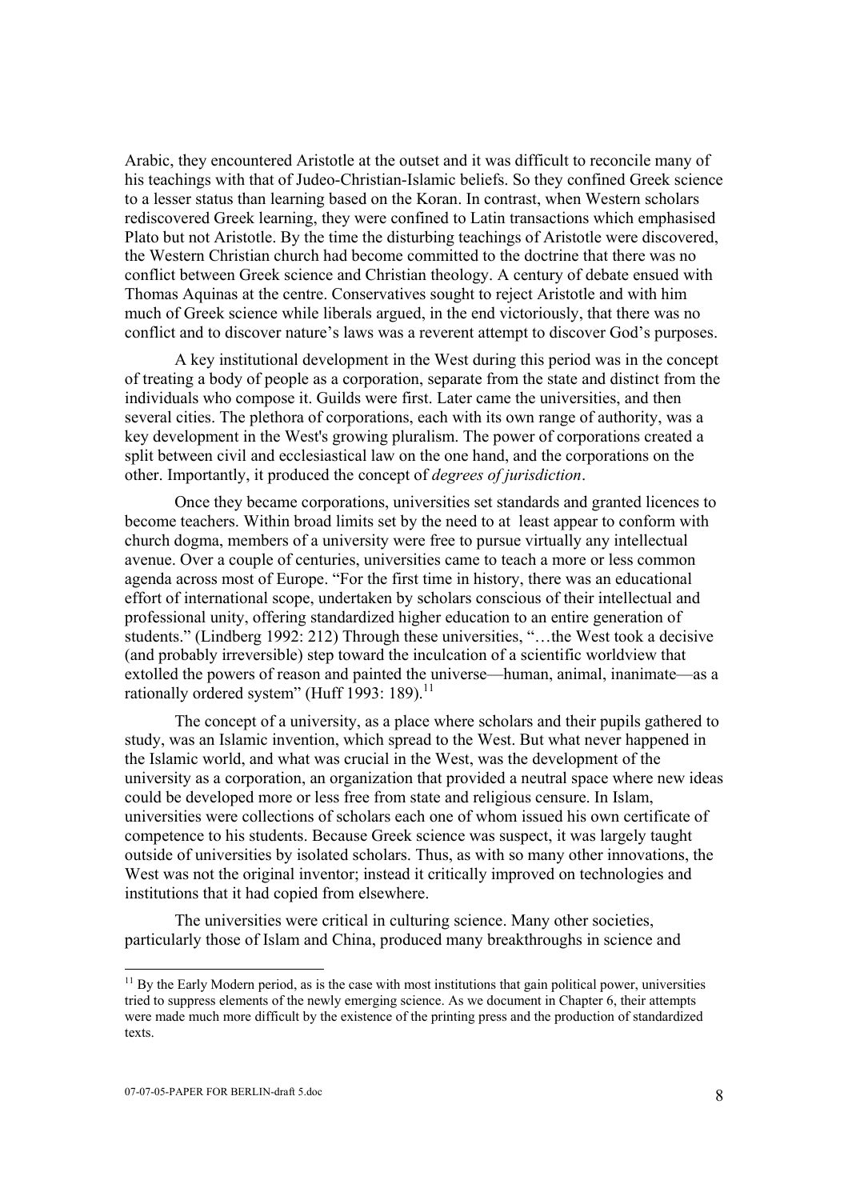Arabic, they encountered Aristotle at the outset and it was difficult to reconcile many of his teachings with that of Judeo-Christian-Islamic beliefs. So they confined Greek science to a lesser status than learning based on the Koran. In contrast, when Western scholars rediscovered Greek learning, they were confined to Latin transactions which emphasised Plato but not Aristotle. By the time the disturbing teachings of Aristotle were discovered, the Western Christian church had become committed to the doctrine that there was no conflict between Greek science and Christian theology. A century of debate ensued with Thomas Aquinas at the centre. Conservatives sought to reject Aristotle and with him much of Greek science while liberals argued, in the end victoriously, that there was no conflict and to discover nature's laws was a reverent attempt to discover God's purposes.

A key institutional development in the West during this period was in the concept of treating a body of people as a corporation, separate from the state and distinct from the individuals who compose it. Guilds were first. Later came the universities, and then several cities. The plethora of corporations, each with its own range of authority, was a key development in the West's growing pluralism. The power of corporations created a split between civil and ecclesiastical law on the one hand, and the corporations on the other. Importantly, it produced the concept of *degrees of jurisdiction*.

Once they became corporations, universities set standards and granted licences to become teachers. Within broad limits set by the need to at least appear to conform with church dogma, members of a university were free to pursue virtually any intellectual avenue. Over a couple of centuries, universities came to teach a more or less common agenda across most of Europe. "For the first time in history, there was an educational effort of international scope, undertaken by scholars conscious of their intellectual and professional unity, offering standardized higher education to an entire generation of students." (Lindberg 1992: 212) Through these universities, "…the West took a decisive (and probably irreversible) step toward the inculcation of a scientific worldview that extolled the powers of reason and painted the universe—human, animal, inanimate—as a rationally ordered system" (Huff 1993: 189).[11]

The concept of a university, as a place where scholars and their pupils gathered to study, was an Islamic invention, which spread to the West. But what never happened in the Islamic world, and what was crucial in the West, was the development of the university as a corporation, an organization that provided a neutral space where new ideas could be developed more or less free from state and religious censure. In Islam, universities were collections of scholars each one of whom issued his own certificate of competence to his students. Because Greek science was suspect, it was largely taught outside of universities by isolated scholars. Thus, as with so many other innovations, the West was not the original inventor; instead it critically improved on technologies and institutions that it had copied from elsewhere.

The universities were critical in culturing science. Many other societies, particularly those of Islam and China, produced many breakthroughs in science and

[11] By the Early Modern period, as is the case with most institutions that gain political power, universities tried to suppress elements of the newly emerging science. As we document in Chapter 6, their attempts were made much more difficult by the existence of the printing press and the production of standardized texts.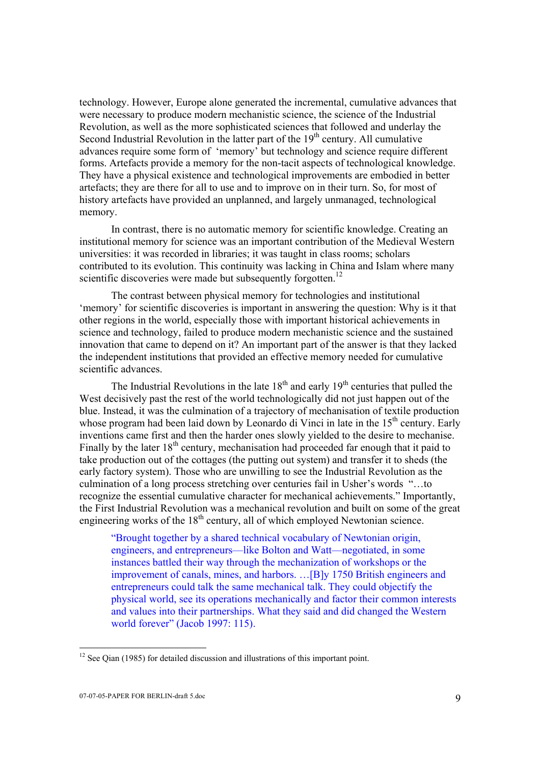technology. However, Europe alone generated the incremental, cumulative advances that were necessary to produce modern mechanistic science, the science of the Industrial Revolution, as well as the more sophisticated sciences that followed and underlay the Second Industrial Revolution in the latter part of the 19th century. All cumulative advances require some form of 'memory' but technology and science require different forms. Artefacts provide a memory for the non-tacit aspects of technological knowledge. They have a physical existence and technological improvements are embodied in better artefacts; they are there for all to use and to improve on in their turn. So, for most of history artefacts have provided an unplanned, and largely unmanaged, technological memory.

In contrast, there is no automatic memory for scientific knowledge. Creating an institutional memory for science was an important contribution of the Medieval Western universities: it was recorded in libraries; it was taught in class rooms; scholars contributed to its evolution. This continuity was lacking in China and Islam where many scientific discoveries were made but subsequently forgotten.[12]

The contrast between physical memory for technologies and institutional 'memory' for scientific discoveries is important in answering the question: Why is it that other regions in the world, especially those with important historical achievements in science and technology, failed to produce modern mechanistic science and the sustained innovation that came to depend on it? An important part of the answer is that they lacked the independent institutions that provided an effective memory needed for cumulative scientific advances.

The Industrial Revolutions in the late 18th and early 19th centuries that pulled the West decisively past the rest of the world technologically did not just happen out of the blue. Instead, it was the culmination of a trajectory of mechanisation of textile production whose program had been laid down by Leonardo di Vinci in late in the 15th century. Early inventions came first and then the harder ones slowly yielded to the desire to mechanise. Finally by the later 18th century, mechanisation had proceeded far enough that it paid to take production out of the cottages (the putting out system) and transfer it to sheds (the early factory system). Those who are unwilling to see the Industrial Revolution as the culmination of a long process stretching over centuries fail in Usher's words "…to recognize the essential cumulative character for mechanical achievements." Importantly, the First Industrial Revolution was a mechanical revolution and built on some of the great engineering works of the 18th century, all of which employed Newtonian science.

> "Brought together by a shared technical vocabulary of Newtonian origin, engineers, and entrepreneurs—like Bolton and Watt—negotiated, in some instances battled their way through the mechanization of workshops or the improvement of canals, mines, and harbors. …[B]y 1750 British engineers and entrepreneurs could talk the same mechanical talk. They could objectify the physical world, see its operations mechanically and factor their common interests and values into their partnerships. What they said and did changed the Western world forever" (Jacob 1997: 115).

---

[12] See Qian (1985) for detailed discussion and illustrations of this important point.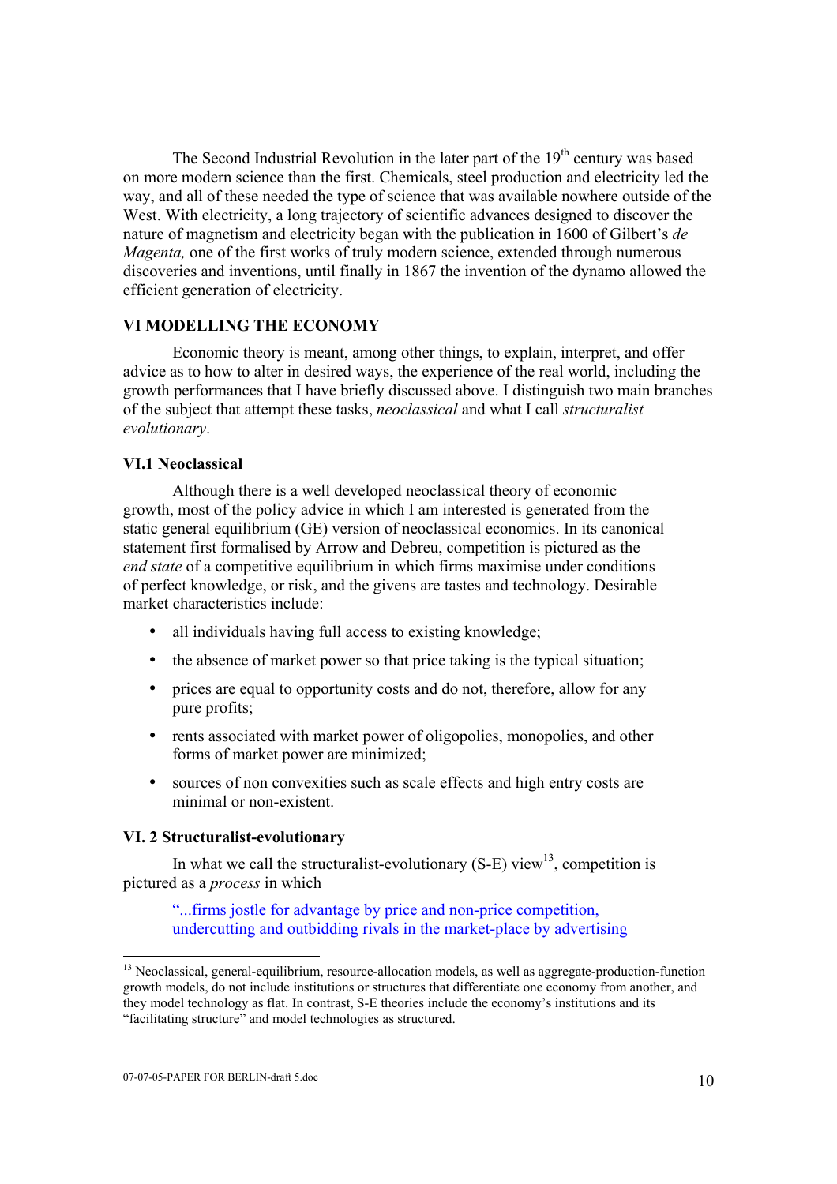The Second Industrial Revolution in the later part of the 19th century was based on more modern science than the first. Chemicals, steel production and electricity led the way, and all of these needed the type of science that was available nowhere outside of the West. With electricity, a long trajectory of scientific advances designed to discover the nature of magnetism and electricity began with the publication in 1600 of Gilbert's *de Magenta,* one of the first works of truly modern science, extended through numerous discoveries and inventions, until finally in 1867 the invention of the dynamo allowed the efficient generation of electricity.

## VI MODELLING THE ECONOMY

Economic theory is meant, among other things, to explain, interpret, and offer advice as to how to alter in desired ways, the experience of the real world, including the growth performances that I have briefly discussed above. I distinguish two main branches of the subject that attempt these tasks, *neoclassical* and what I call *structuralist evolutionary*.

### VI.1 Neoclassical

Although there is a well developed neoclassical theory of economic growth, most of the policy advice in which I am interested is generated from the static general equilibrium (GE) version of neoclassical economics. In its canonical statement first formalised by Arrow and Debreu, competition is pictured as the *end state* of a competitive equilibrium in which firms maximise under conditions of perfect knowledge, or risk, and the givens are tastes and technology. Desirable market characteristics include:

- all individuals having full access to existing knowledge;
- the absence of market power so that price taking is the typical situation;
- prices are equal to opportunity costs and do not, therefore, allow for any pure profits;
- rents associated with market power of oligopolies, monopolies, and other forms of market power are minimized;
- sources of non convexities such as scale effects and high entry costs are minimal or non-existent.

### VI. 2 Structuralist-evolutionary

In what we call the structuralist-evolutionary (S-E) view[13], competition is pictured as a *process* in which

> "...firms jostle for advantage by price and non-price competition, undercutting and outbidding rivals in the market-place by advertising

[13] Neoclassical, general-equilibrium, resource-allocation models, as well as aggregate-production-function growth models, do not include institutions or structures that differentiate one economy from another, and they model technology as flat. In contrast, S-E theories include the economy's institutions and its "facilitating structure" and model technologies as structured.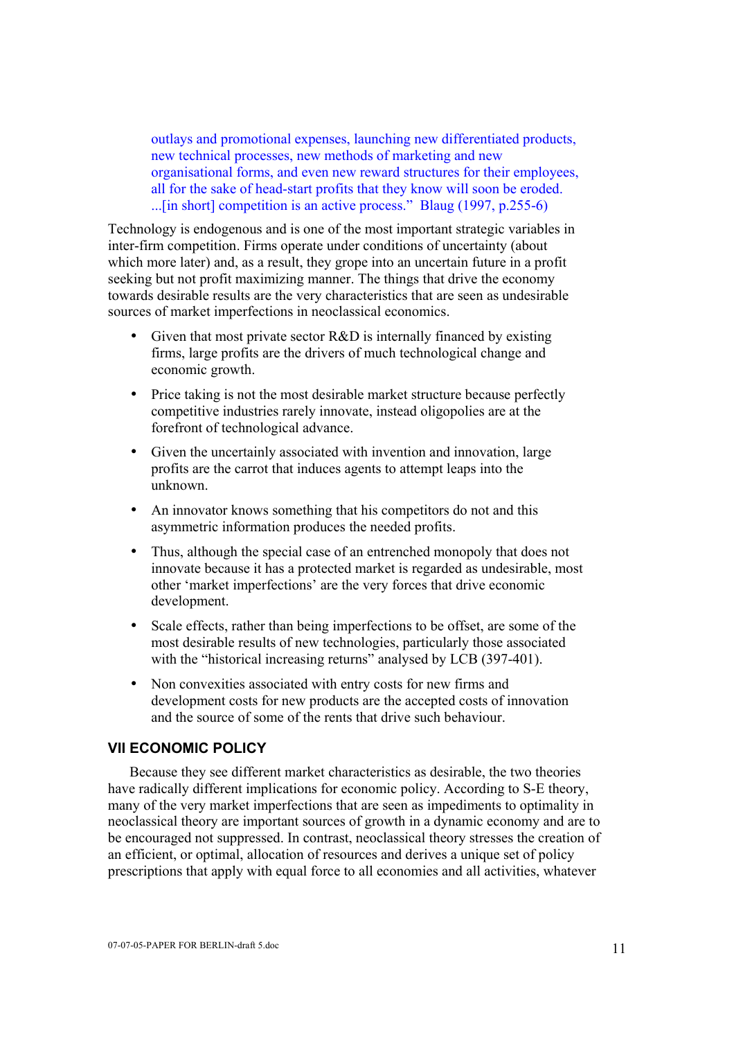> outlays and promotional expenses, launching new differentiated products, new technical processes, new methods of marketing and new organisational forms, and even new reward structures for their employees, all for the sake of head-start profits that they know will soon be eroded. ...[in short] competition is an active process." Blaug (1997, p.255-6)

Technology is endogenous and is one of the most important strategic variables in inter-firm competition. Firms operate under conditions of uncertainty (about which more later) and, as a result, they grope into an uncertain future in a profit seeking but not profit maximizing manner. The things that drive the economy towards desirable results are the very characteristics that are seen as undesirable sources of market imperfections in neoclassical economics.

- Given that most private sector R&D is internally financed by existing firms, large profits are the drivers of much technological change and economic growth.
- Price taking is not the most desirable market structure because perfectly competitive industries rarely innovate, instead oligopolies are at the forefront of technological advance.
- Given the uncertainly associated with invention and innovation, large profits are the carrot that induces agents to attempt leaps into the unknown.
- An innovator knows something that his competitors do not and this asymmetric information produces the needed profits.
- Thus, although the special case of an entrenched monopoly that does not innovate because it has a protected market is regarded as undesirable, most other 'market imperfections' are the very forces that drive economic development.
- Scale effects, rather than being imperfections to be offset, are some of the most desirable results of new technologies, particularly those associated with the "historical increasing returns" analysed by LCB (397-401).
- Non convexities associated with entry costs for new firms and development costs for new products are the accepted costs of innovation and the source of some of the rents that drive such behaviour.

## VII ECONOMIC POLICY

Because they see different market characteristics as desirable, the two theories have radically different implications for economic policy. According to S-E theory, many of the very market imperfections that are seen as impediments to optimality in neoclassical theory are important sources of growth in a dynamic economy and are to be encouraged not suppressed. In contrast, neoclassical theory stresses the creation of an efficient, or optimal, allocation of resources and derives a unique set of policy prescriptions that apply with equal force to all economies and all activities, whatever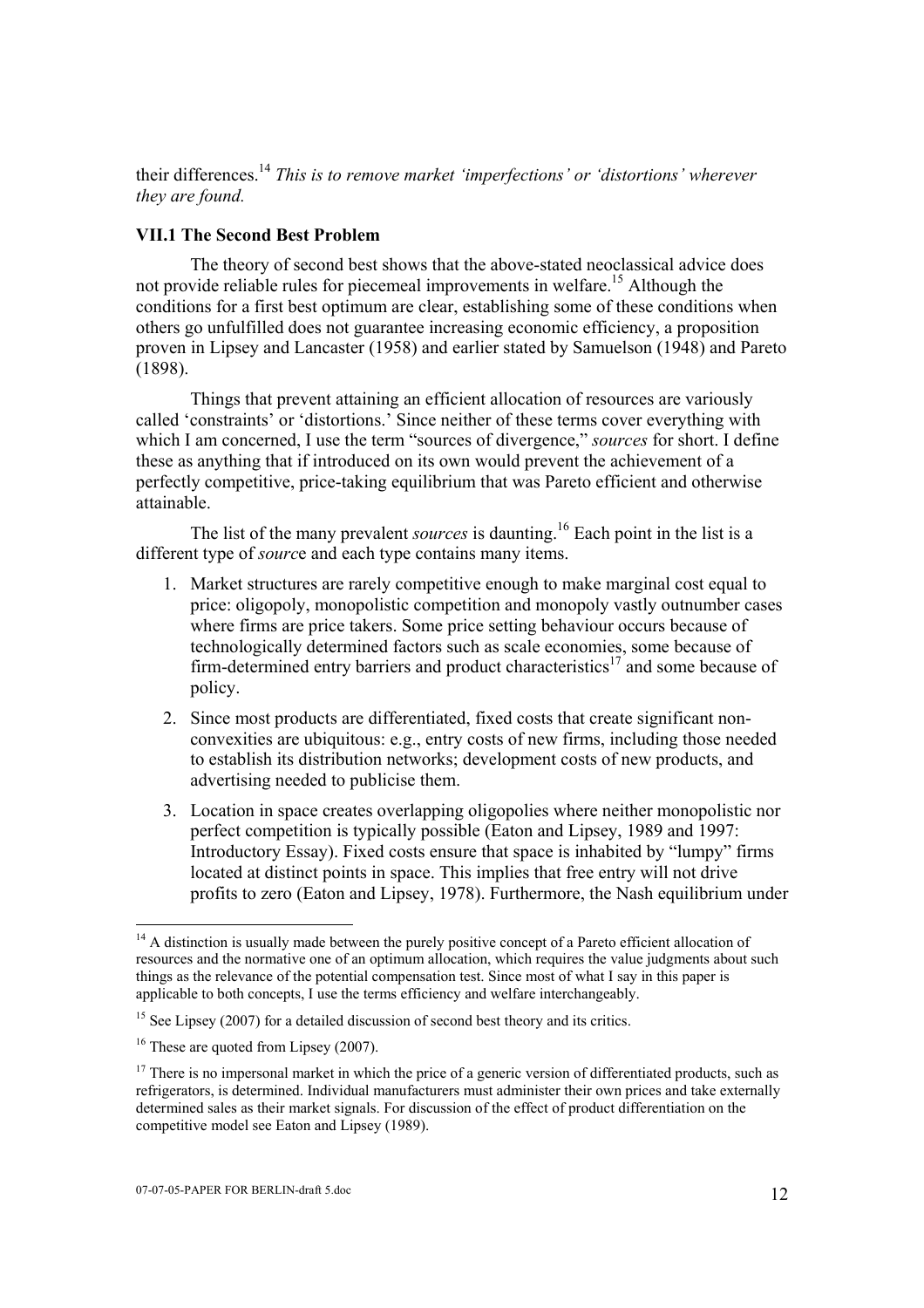their differences.[14] *This is to remove market 'imperfections' or 'distortions' wherever they are found.*

### VII.1 The Second Best Problem

The theory of second best shows that the above-stated neoclassical advice does not provide reliable rules for piecemeal improvements in welfare.[15] Although the conditions for a first best optimum are clear, establishing some of these conditions when others go unfulfilled does not guarantee increasing economic efficiency, a proposition proven in Lipsey and Lancaster (1958) and earlier stated by Samuelson (1948) and Pareto (1898).

Things that prevent attaining an efficient allocation of resources are variously called 'constraints' or 'distortions.' Since neither of these terms cover everything with which I am concerned, I use the term "sources of divergence," *sources* for short. I define these as anything that if introduced on its own would prevent the achievement of a perfectly competitive, price-taking equilibrium that was Pareto efficient and otherwise attainable.

The list of the many prevalent *sources* is daunting.[16] Each point in the list is a different type of *sourc*e and each type contains many items.

1. Market structures are rarely competitive enough to make marginal cost equal to price: oligopoly, monopolistic competition and monopoly vastly outnumber cases where firms are price takers. Some price setting behaviour occurs because of technologically determined factors such as scale economies, some because of firm-determined entry barriers and product characteristics[17] and some because of policy.
2. Since most products are differentiated, fixed costs that create significant non-convexities are ubiquitous: e.g., entry costs of new firms, including those needed to establish its distribution networks; development costs of new products, and advertising needed to publicise them.
3. Location in space creates overlapping oligopolies where neither monopolistic nor perfect competition is typically possible (Eaton and Lipsey, 1989 and 1997: Introductory Essay). Fixed costs ensure that space is inhabited by "lumpy" firms located at distinct points in space. This implies that free entry will not drive profits to zero (Eaton and Lipsey, 1978). Furthermore, the Nash equilibrium under

---

[14] A distinction is usually made between the purely positive concept of a Pareto efficient allocation of resources and the normative one of an optimum allocation, which requires the value judgments about such things as the relevance of the potential compensation test. Since most of what I say in this paper is applicable to both concepts, I use the terms efficiency and welfare interchangeably.

[15] See Lipsey (2007) for a detailed discussion of second best theory and its critics.

[16] These are quoted from Lipsey (2007).

[17] There is no impersonal market in which the price of a generic version of differentiated products, such as refrigerators, is determined. Individual manufacturers must administer their own prices and take externally determined sales as their market signals. For discussion of the effect of product differentiation on the competitive model see Eaton and Lipsey (1989).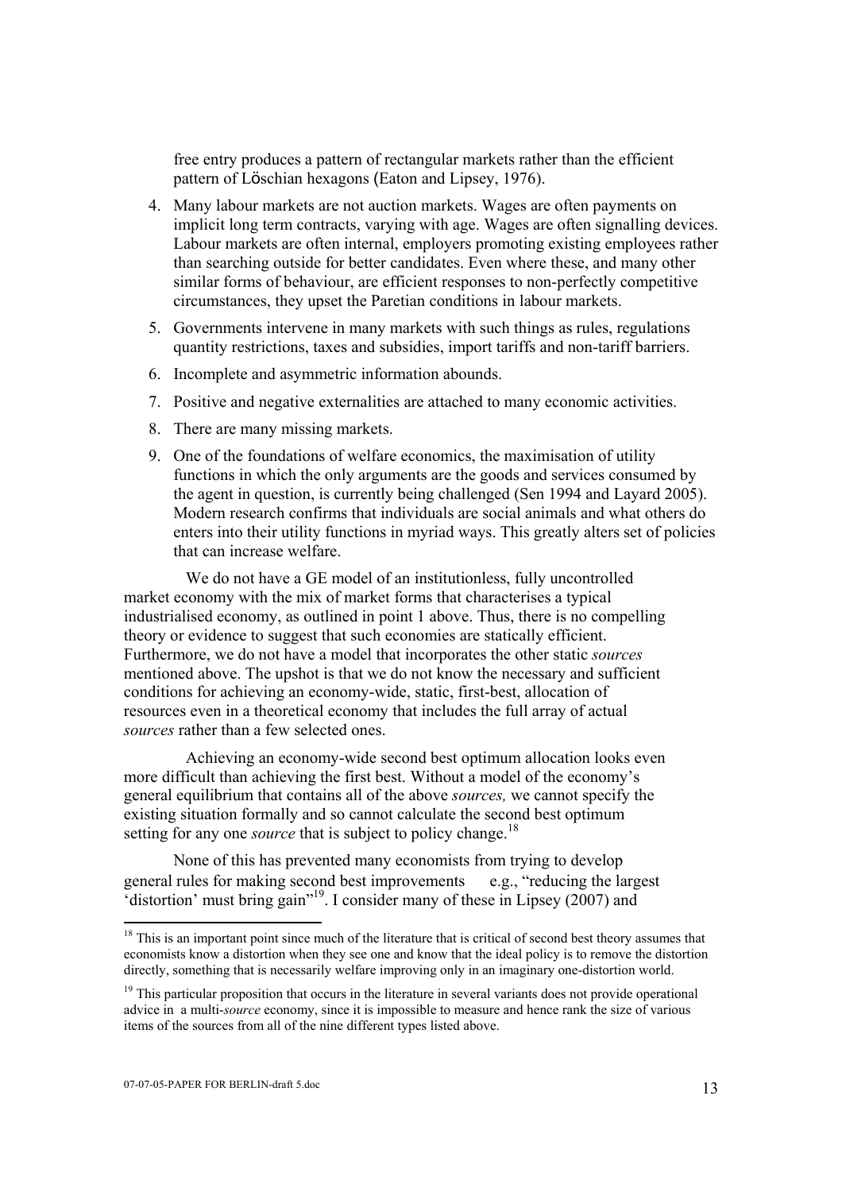free entry produces a pattern of rectangular markets rather than the efficient pattern of Löschian hexagons (Eaton and Lipsey, 1976).

4. Many labour markets are not auction markets. Wages are often payments on implicit long term contracts, varying with age. Wages are often signalling devices. Labour markets are often internal, employers promoting existing employees rather than searching outside for better candidates. Even where these, and many other similar forms of behaviour, are efficient responses to non-perfectly competitive circumstances, they upset the Paretian conditions in labour markets.
5. Governments intervene in many markets with such things as rules, regulations quantity restrictions, taxes and subsidies, import tariffs and non-tariff barriers.
6. Incomplete and asymmetric information abounds.
7. Positive and negative externalities are attached to many economic activities.
8. There are many missing markets.
9. One of the foundations of welfare economics, the maximisation of utility functions in which the only arguments are the goods and services consumed by the agent in question, is currently being challenged (Sen 1994 and Layard 2005). Modern research confirms that individuals are social animals and what others do enters into their utility functions in myriad ways. This greatly alters set of policies that can increase welfare.

We do not have a GE model of an institutionless, fully uncontrolled market economy with the mix of market forms that characterises a typical industrialised economy, as outlined in point 1 above. Thus, there is no compelling theory or evidence to suggest that such economies are statically efficient. Furthermore, we do not have a model that incorporates the other static *sources* mentioned above. The upshot is that we do not know the necessary and sufficient conditions for achieving an economy-wide, static, first-best, allocation of resources even in a theoretical economy that includes the full array of actual *sources* rather than a few selected ones.

Achieving an economy-wide second best optimum allocation looks even more difficult than achieving the first best. Without a model of the economy's general equilibrium that contains all of the above *sources,* we cannot specify the existing situation formally and so cannot calculate the second best optimum setting for any one *source* that is subject to policy change.[18]

None of this has prevented many economists from trying to develop general rules for making second best improvements e.g., "reducing the largest 'distortion' must bring gain"[19]. I consider many of these in Lipsey (2007) and

---

[18] This is an important point since much of the literature that is critical of second best theory assumes that economists know a distortion when they see one and know that the ideal policy is to remove the distortion directly, something that is necessarily welfare improving only in an imaginary one-distortion world.

[19] This particular proposition that occurs in the literature in several variants does not provide operational advice in a multi-*source* economy, since it is impossible to measure and hence rank the size of various items of the sources from all of the nine different types listed above.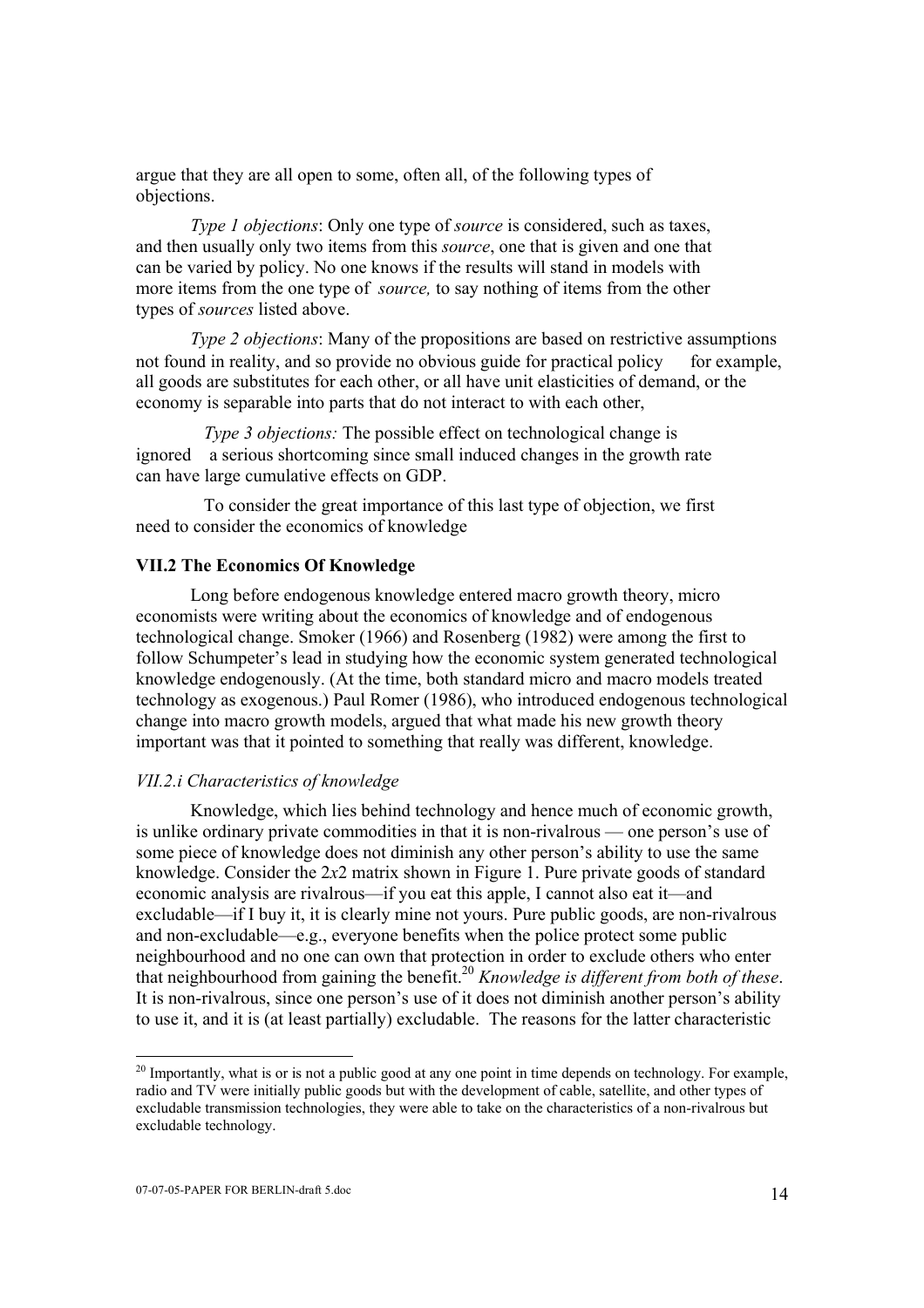argue that they are all open to some, often all, of the following types of objections.

*Type 1 objections*: Only one type of *source* is considered, such as taxes, and then usually only two items from this *source*, one that is given and one that can be varied by policy. No one knows if the results will stand in models with more items from the one type of *source,* to say nothing of items from the other types of *sources* listed above.

*Type 2 objections*: Many of the propositions are based on restrictive assumptions not found in reality, and so provide no obvious guide for practical policy   for example, all goods are substitutes for each other, or all have unit elasticities of demand, or the economy is separable into parts that do not interact to with each other,

*Type 3 objections:* The possible effect on technological change is ignored   a serious shortcoming since small induced changes in the growth rate can have large cumulative effects on GDP.

To consider the great importance of this last type of objection, we first need to consider the economics of knowledge

**VII.2 The Economics Of Knowledge**

Long before endogenous knowledge entered macro growth theory, micro economists were writing about the economics of knowledge and of endogenous technological change. Smoker (1966) and Rosenberg (1982) were among the first to follow Schumpeter's lead in studying how the economic system generated technological knowledge endogenously. (At the time, both standard micro and macro models treated technology as exogenous.) Paul Romer (1986), who introduced endogenous technological change into macro growth models, argued that what made his new growth theory important was that it pointed to something that really was different, knowledge.

*VII.2.i Characteristics of knowledge*

Knowledge, which lies behind technology and hence much of economic growth, is unlike ordinary private commodities in that it is non-rivalrous — one person's use of some piece of knowledge does not diminish any other person's ability to use the same knowledge. Consider the 2*x*2 matrix shown in Figure 1. Pure private goods of standard economic analysis are rivalrous—if you eat this apple, I cannot also eat it—and excludable—if I buy it, it is clearly mine not yours. Pure public goods, are non-rivalrous and non-excludable—e.g., everyone benefits when the police protect some public neighbourhood and no one can own that protection in order to exclude others who enter that neighbourhood from gaining the benefit.[20] *Knowledge is different from both of these*. It is non-rivalrous, since one person's use of it does not diminish another person's ability to use it, and it is (at least partially) excludable. The reasons for the latter characteristic

[20] Importantly, what is or is not a public good at any one point in time depends on technology. For example, radio and TV were initially public goods but with the development of cable, satellite, and other types of excludable transmission technologies, they were able to take on the characteristics of a non-rivalrous but excludable technology.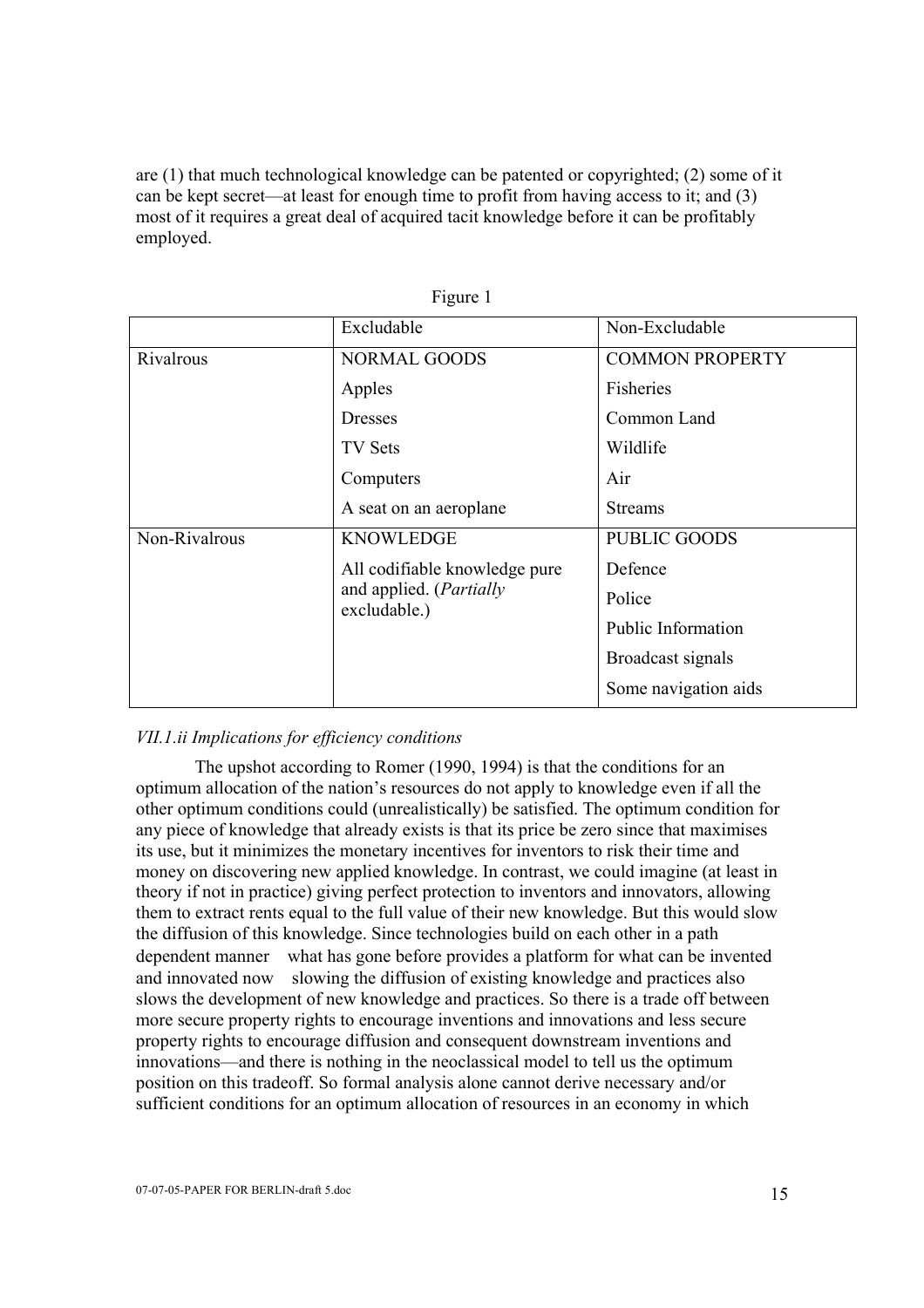are (1) that much technological knowledge can be patented or copyrighted; (2) some of it can be kept secret—at least for enough time to profit from having access to it; and (3) most of it requires a great deal of acquired tacit knowledge before it can be profitably employed.

Figure 1

| | Excludable | Non-Excludable |
|---|---|---|
| Rivalrous | NORMAL GOODS<br>Apples<br>Dresses<br>TV Sets<br>Computers<br>A seat on an aeroplane | COMMON PROPERTY<br>Fisheries<br>Common Land<br>Wildlife<br>Air<br>Streams |
| Non-Rivalrous | KNOWLEDGE<br>All codifiable knowledge pure and applied. (*Partially excludable.*) | PUBLIC GOODS<br>Defence<br>Police<br>Public Information<br>Broadcast signals<br>Some navigation aids |

*VII.1.ii Implications for efficiency conditions*

The upshot according to Romer (1990, 1994) is that the conditions for an optimum allocation of the nation's resources do not apply to knowledge even if all the other optimum conditions could (unrealistically) be satisfied. The optimum condition for any piece of knowledge that already exists is that its price be zero since that maximises its use, but it minimizes the monetary incentives for inventors to risk their time and money on discovering new applied knowledge. In contrast, we could imagine (at least in theory if not in practice) giving perfect protection to inventors and innovators, allowing them to extract rents equal to the full value of their new knowledge. But this would slow the diffusion of this knowledge. Since technologies build on each other in a path dependent manner what has gone before provides a platform for what can be invented and innovated now slowing the diffusion of existing knowledge and practices also slows the development of new knowledge and practices. So there is a trade off between more secure property rights to encourage inventions and innovations and less secure property rights to encourage diffusion and consequent downstream inventions and innovations—and there is nothing in the neoclassical model to tell us the optimum position on this tradeoff. So formal analysis alone cannot derive necessary and/or sufficient conditions for an optimum allocation of resources in an economy in which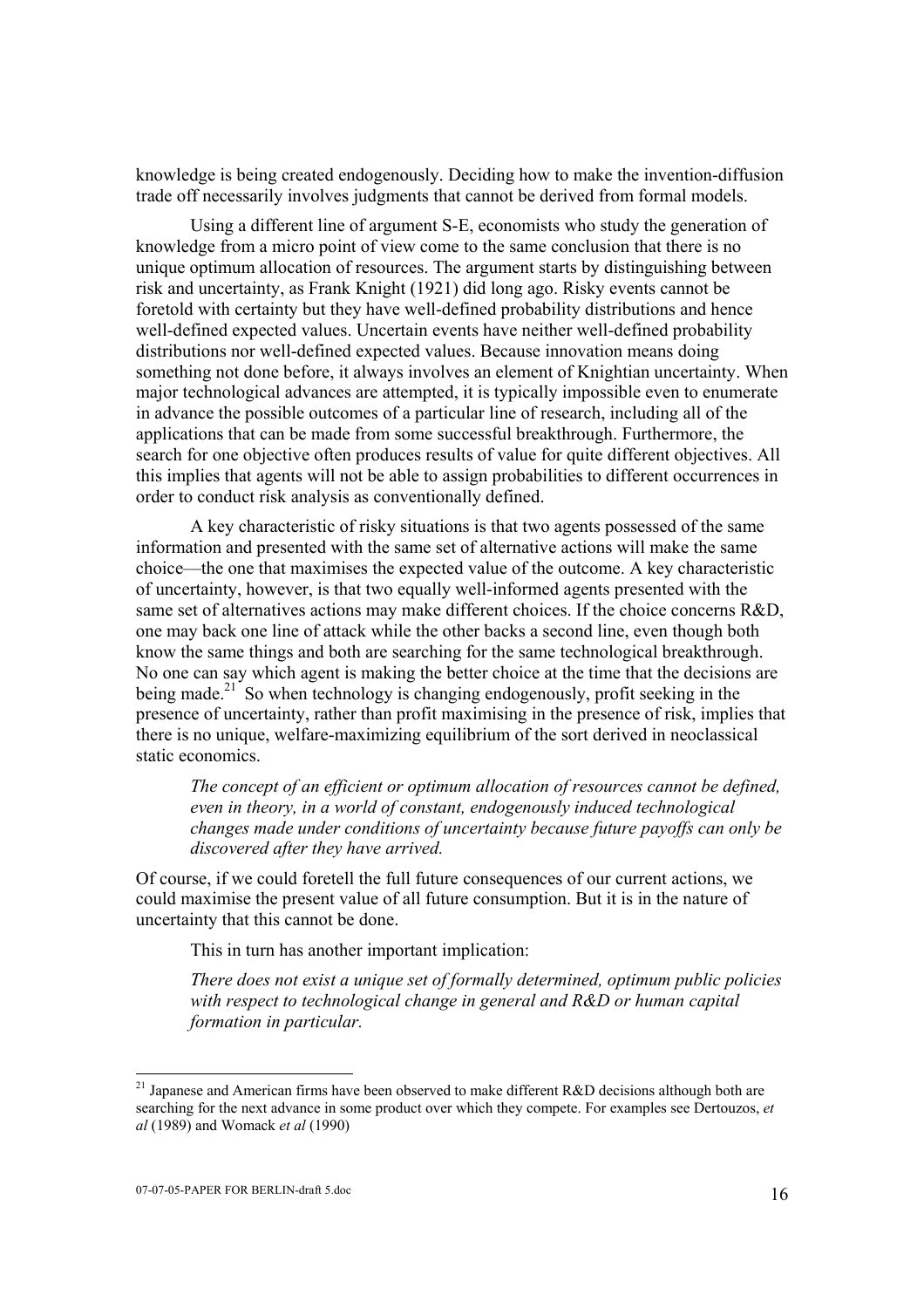knowledge is being created endogenously. Deciding how to make the invention-diffusion trade off necessarily involves judgments that cannot be derived from formal models.

Using a different line of argument S-E, economists who study the generation of knowledge from a micro point of view come to the same conclusion that there is no unique optimum allocation of resources. The argument starts by distinguishing between risk and uncertainty, as Frank Knight (1921) did long ago. Risky events cannot be foretold with certainty but they have well-defined probability distributions and hence well-defined expected values. Uncertain events have neither well-defined probability distributions nor well-defined expected values. Because innovation means doing something not done before, it always involves an element of Knightian uncertainty. When major technological advances are attempted, it is typically impossible even to enumerate in advance the possible outcomes of a particular line of research, including all of the applications that can be made from some successful breakthrough. Furthermore, the search for one objective often produces results of value for quite different objectives. All this implies that agents will not be able to assign probabilities to different occurrences in order to conduct risk analysis as conventionally defined.

A key characteristic of risky situations is that two agents possessed of the same information and presented with the same set of alternative actions will make the same choice—the one that maximises the expected value of the outcome. A key characteristic of uncertainty, however, is that two equally well-informed agents presented with the same set of alternatives actions may make different choices. If the choice concerns R&D, one may back one line of attack while the other backs a second line, even though both know the same things and both are searching for the same technological breakthrough. No one can say which agent is making the better choice at the time that the decisions are being made.[21] So when technology is changing endogenously, profit seeking in the presence of uncertainty, rather than profit maximising in the presence of risk, implies that there is no unique, welfare-maximizing equilibrium of the sort derived in neoclassical static economics.

> *The concept of an efficient or optimum allocation of resources cannot be defined, even in theory, in a world of constant, endogenously induced technological changes made under conditions of uncertainty because future payoffs can only be discovered after they have arrived.*

Of course, if we could foretell the full future consequences of our current actions, we could maximise the present value of all future consumption. But it is in the nature of uncertainty that this cannot be done.

This in turn has another important implication:

> *There does not exist a unique set of formally determined, optimum public policies with respect to technological change in general and R&D or human capital formation in particular.*

---

[21] Japanese and American firms have been observed to make different R&D decisions although both are searching for the next advance in some product over which they compete. For examples see Dertouzos, *et al* (1989) and Womack *et al* (1990)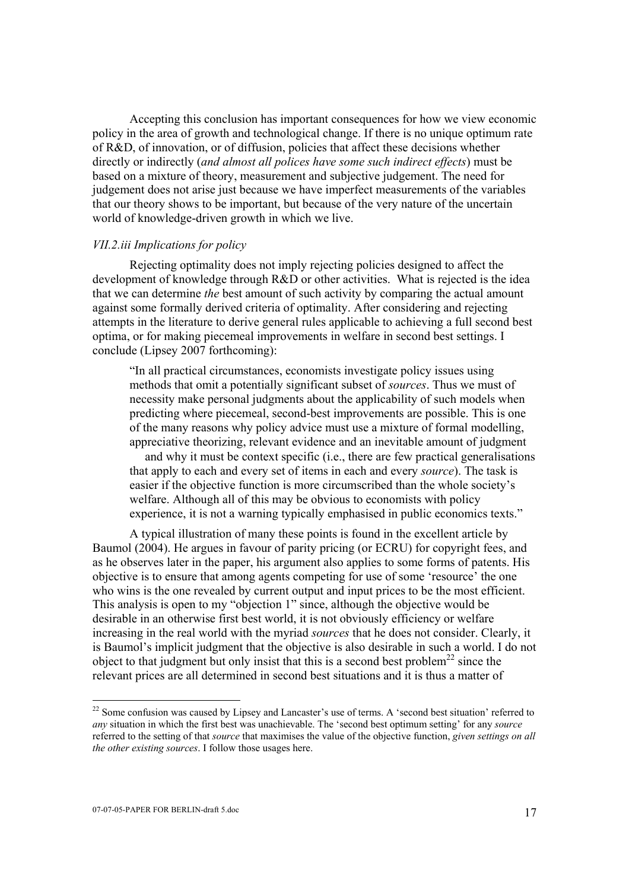Accepting this conclusion has important consequences for how we view economic policy in the area of growth and technological change. If there is no unique optimum rate of R&D, of innovation, or of diffusion, policies that affect these decisions whether directly or indirectly (*and almost all polices have some such indirect effects*) must be based on a mixture of theory, measurement and subjective judgement. The need for judgement does not arise just because we have imperfect measurements of the variables that our theory shows to be important, but because of the very nature of the uncertain world of knowledge-driven growth in which we live.

### *VII.2.iii Implications for policy*

Rejecting optimality does not imply rejecting policies designed to affect the development of knowledge through R&D or other activities. What is rejected is the idea that we can determine *the* best amount of such activity by comparing the actual amount against some formally derived criteria of optimality. After considering and rejecting attempts in the literature to derive general rules applicable to achieving a full second best optima, or for making piecemeal improvements in welfare in second best settings. I conclude (Lipsey 2007 forthcoming):

> "In all practical circumstances, economists investigate policy issues using methods that omit a potentially significant subset of *sources*. Thus we must of necessity make personal judgments about the applicability of such models when predicting where piecemeal, second-best improvements are possible. This is one of the many reasons why policy advice must use a mixture of formal modelling, appreciative theorizing, relevant evidence and an inevitable amount of judgment and why it must be context specific (i.e., there are few practical generalisations that apply to each and every set of items in each and every *source*). The task is easier if the objective function is more circumscribed than the whole society's welfare. Although all of this may be obvious to economists with policy experience, it is not a warning typically emphasised in public economics texts."

A typical illustration of many these points is found in the excellent article by Baumol (2004). He argues in favour of parity pricing (or ECRU) for copyright fees, and as he observes later in the paper, his argument also applies to some forms of patents. His objective is to ensure that among agents competing for use of some 'resource' the one who wins is the one revealed by current output and input prices to be the most efficient. This analysis is open to my "objection 1" since, although the objective would be desirable in an otherwise first best world, it is not obviously efficiency or welfare increasing in the real world with the myriad *sources* that he does not consider. Clearly, it is Baumol's implicit judgment that the objective is also desirable in such a world. I do not object to that judgment but only insist that this is a second best problem[22] since the relevant prices are all determined in second best situations and it is thus a matter of

---

[22] Some confusion was caused by Lipsey and Lancaster's use of terms. A 'second best situation' referred to *any* situation in which the first best was unachievable. The 'second best optimum setting' for any *source* referred to the setting of that *source* that maximises the value of the objective function, *given settings on all the other existing sources*. I follow those usages here.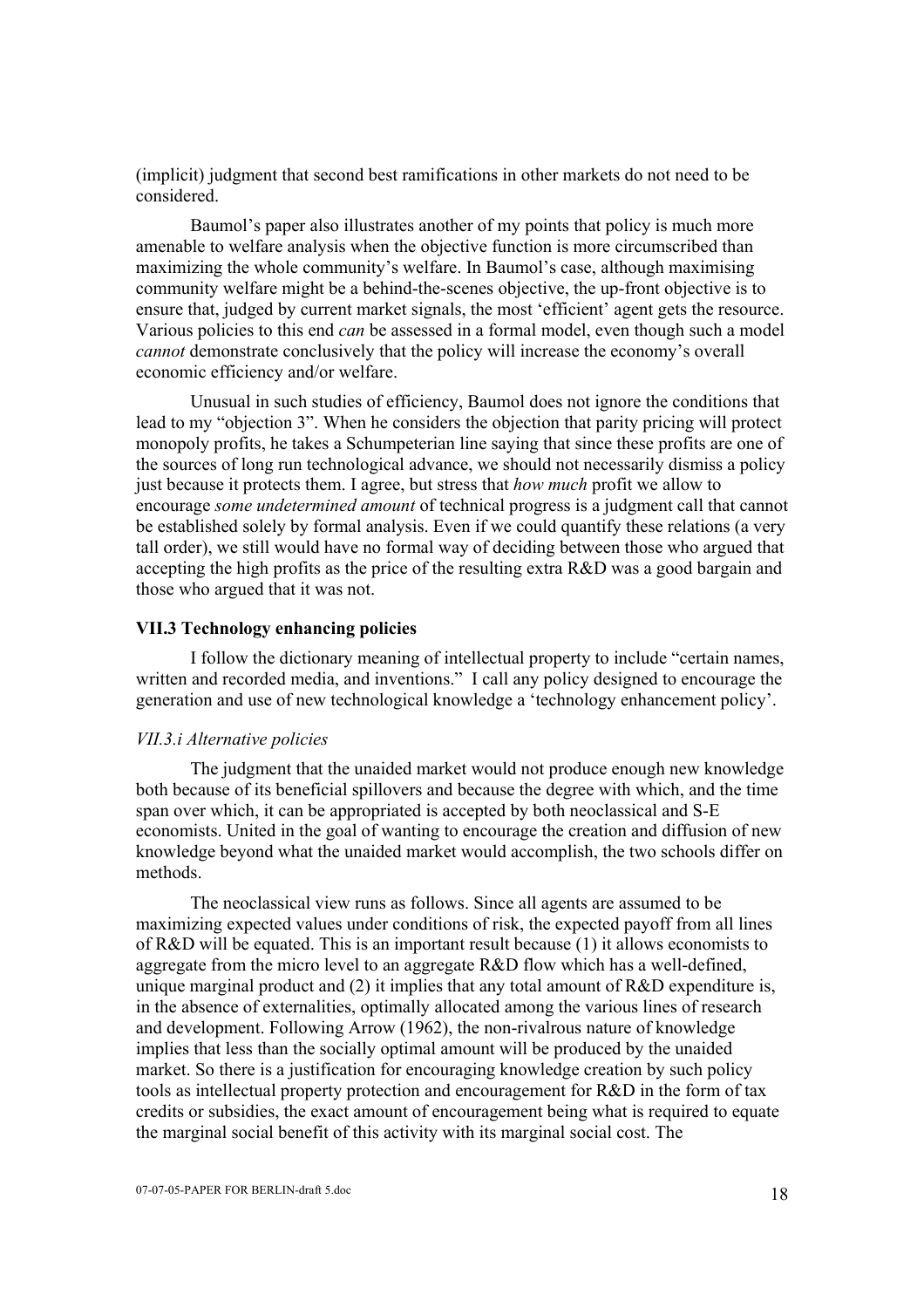(implicit) judgment that second best ramifications in other markets do not need to be considered.

Baumol's paper also illustrates another of my points that policy is much more amenable to welfare analysis when the objective function is more circumscribed than maximizing the whole community's welfare. In Baumol's case, although maximising community welfare might be a behind-the-scenes objective, the up-front objective is to ensure that, judged by current market signals, the most 'efficient' agent gets the resource. Various policies to this end *can* be assessed in a formal model, even though such a model *cannot* demonstrate conclusively that the policy will increase the economy's overall economic efficiency and/or welfare.

Unusual in such studies of efficiency, Baumol does not ignore the conditions that lead to my "objection 3". When he considers the objection that parity pricing will protect monopoly profits, he takes a Schumpeterian line saying that since these profits are one of the sources of long run technological advance, we should not necessarily dismiss a policy just because it protects them. I agree, but stress that *how much* profit we allow to encourage *some undetermined amount* of technical progress is a judgment call that cannot be established solely by formal analysis. Even if we could quantify these relations (a very tall order), we still would have no formal way of deciding between those who argued that accepting the high profits as the price of the resulting extra R&D was a good bargain and those who argued that it was not.

### VII.3 Technology enhancing policies

I follow the dictionary meaning of intellectual property to include "certain names, written and recorded media, and inventions." I call any policy designed to encourage the generation and use of new technological knowledge a 'technology enhancement policy'.

#### *VII.3.i Alternative policies*

The judgment that the unaided market would not produce enough new knowledge both because of its beneficial spillovers and because the degree with which, and the time span over which, it can be appropriated is accepted by both neoclassical and S-E economists. United in the goal of wanting to encourage the creation and diffusion of new knowledge beyond what the unaided market would accomplish, the two schools differ on methods.

The neoclassical view runs as follows. Since all agents are assumed to be maximizing expected values under conditions of risk, the expected payoff from all lines of R&D will be equated. This is an important result because (1) it allows economists to aggregate from the micro level to an aggregate R&D flow which has a well-defined, unique marginal product and (2) it implies that any total amount of R&D expenditure is, in the absence of externalities, optimally allocated among the various lines of research and development. Following Arrow (1962), the non-rivalrous nature of knowledge implies that less than the socially optimal amount will be produced by the unaided market. So there is a justification for encouraging knowledge creation by such policy tools as intellectual property protection and encouragement for R&D in the form of tax credits or subsidies, the exact amount of encouragement being what is required to equate the marginal social benefit of this activity with its marginal social cost. The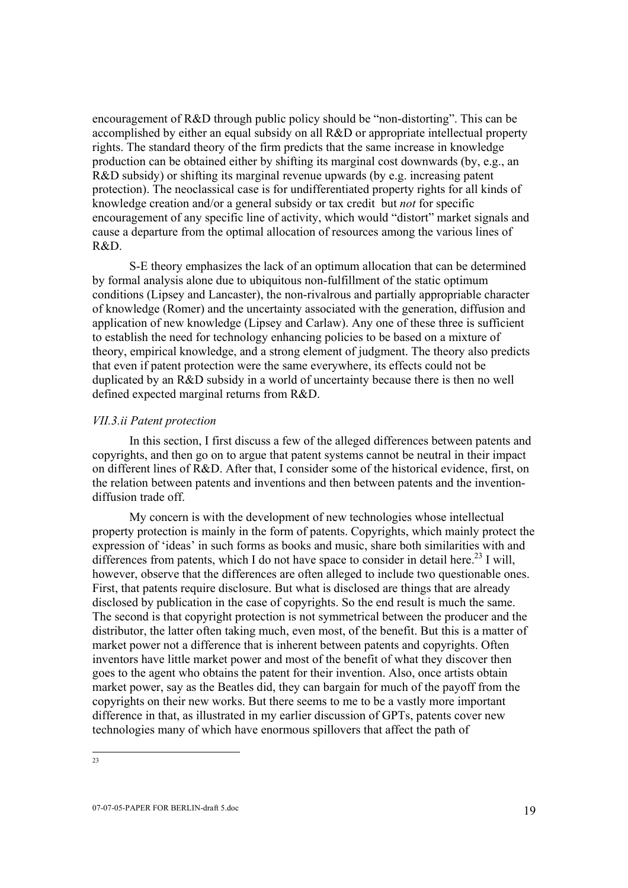encouragement of R&D through public policy should be "non-distorting". This can be accomplished by either an equal subsidy on all R&D or appropriate intellectual property rights. The standard theory of the firm predicts that the same increase in knowledge production can be obtained either by shifting its marginal cost downwards (by, e.g., an R&D subsidy) or shifting its marginal revenue upwards (by e.g. increasing patent protection). The neoclassical case is for undifferentiated property rights for all kinds of knowledge creation and/or a general subsidy or tax credit but *not* for specific encouragement of any specific line of activity, which would "distort" market signals and cause a departure from the optimal allocation of resources among the various lines of R&D.

S-E theory emphasizes the lack of an optimum allocation that can be determined by formal analysis alone due to ubiquitous non-fulfillment of the static optimum conditions (Lipsey and Lancaster), the non-rivalrous and partially appropriable character of knowledge (Romer) and the uncertainty associated with the generation, diffusion and application of new knowledge (Lipsey and Carlaw). Any one of these three is sufficient to establish the need for technology enhancing policies to be based on a mixture of theory, empirical knowledge, and a strong element of judgment. The theory also predicts that even if patent protection were the same everywhere, its effects could not be duplicated by an R&D subsidy in a world of uncertainty because there is then no well defined expected marginal returns from R&D.

### *VII.3.ii Patent protection*

In this section, I first discuss a few of the alleged differences between patents and copyrights, and then go on to argue that patent systems cannot be neutral in their impact on different lines of R&D. After that, I consider some of the historical evidence, first, on the relation between patents and inventions and then between patents and the invention-diffusion trade off.

My concern is with the development of new technologies whose intellectual property protection is mainly in the form of patents. Copyrights, which mainly protect the expression of 'ideas' in such forms as books and music, share both similarities with and differences from patents, which I do not have space to consider in detail here.[23] I will, however, observe that the differences are often alleged to include two questionable ones. First, that patents require disclosure. But what is disclosed are things that are already disclosed by publication in the case of copyrights. So the end result is much the same. The second is that copyright protection is not symmetrical between the producer and the distributor, the latter often taking much, even most, of the benefit. But this is a matter of market power not a difference that is inherent between patents and copyrights. Often inventors have little market power and most of the benefit of what they discover then goes to the agent who obtains the patent for their invention. Also, once artists obtain market power, say as the Beatles did, they can bargain for much of the payoff from the copyrights on their new works. But there seems to me to be a vastly more important difference in that, as illustrated in my earlier discussion of GPTs, patents cover new technologies many of which have enormous spillovers that affect the path of

[23]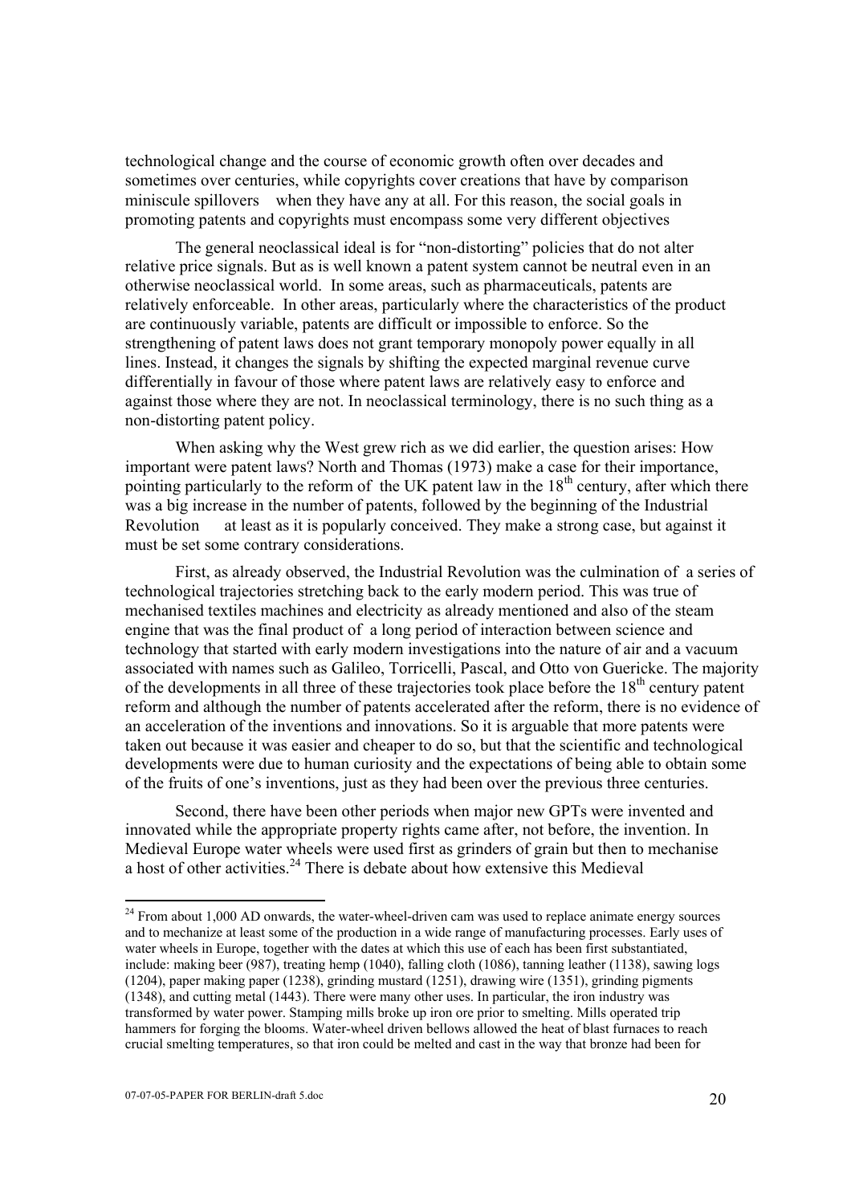technological change and the course of economic growth often over decades and sometimes over centuries, while copyrights cover creations that have by comparison miniscule spillovers — when they have any at all. For this reason, the social goals in promoting patents and copyrights must encompass some very different objectives

The general neoclassical ideal is for "non-distorting" policies that do not alter relative price signals. But as is well known a patent system cannot be neutral even in an otherwise neoclassical world. In some areas, such as pharmaceuticals, patents are relatively enforceable. In other areas, particularly where the characteristics of the product are continuously variable, patents are difficult or impossible to enforce. So the strengthening of patent laws does not grant temporary monopoly power equally in all lines. Instead, it changes the signals by shifting the expected marginal revenue curve differentially in favour of those where patent laws are relatively easy to enforce and against those where they are not. In neoclassical terminology, there is no such thing as a non-distorting patent policy.

When asking why the West grew rich as we did earlier, the question arises: How important were patent laws? North and Thomas (1973) make a case for their importance, pointing particularly to the reform of the UK patent law in the 18th century, after which there was a big increase in the number of patents, followed by the beginning of the Industrial Revolution — at least as it is popularly conceived. They make a strong case, but against it must be set some contrary considerations.

First, as already observed, the Industrial Revolution was the culmination of a series of technological trajectories stretching back to the early modern period. This was true of mechanised textiles machines and electricity as already mentioned and also of the steam engine that was the final product of a long period of interaction between science and technology that started with early modern investigations into the nature of air and a vacuum associated with names such as Galileo, Torricelli, Pascal, and Otto von Guericke. The majority of the developments in all three of these trajectories took place before the 18th century patent reform and although the number of patents accelerated after the reform, there is no evidence of an acceleration of the inventions and innovations. So it is arguable that more patents were taken out because it was easier and cheaper to do so, but that the scientific and technological developments were due to human curiosity and the expectations of being able to obtain some of the fruits of one's inventions, just as they had been over the previous three centuries.

Second, there have been other periods when major new GPTs were invented and innovated while the appropriate property rights came after, not before, the invention. In Medieval Europe water wheels were used first as grinders of grain but then to mechanise a host of other activities.[24] There is debate about how extensive this Medieval

---

[24] From about 1,000 AD onwards, the water-wheel-driven cam was used to replace animate energy sources and to mechanize at least some of the production in a wide range of manufacturing processes. Early uses of water wheels in Europe, together with the dates at which this use of each has been first substantiated, include: making beer (987), treating hemp (1040), falling cloth (1086), tanning leather (1138), sawing logs (1204), paper making paper (1238), grinding mustard (1251), drawing wire (1351), grinding pigments (1348), and cutting metal (1443). There were many other uses. In particular, the iron industry was transformed by water power. Stamping mills broke up iron ore prior to smelting. Mills operated trip hammers for forging the blooms. Water-wheel driven bellows allowed the heat of blast furnaces to reach crucial smelting temperatures, so that iron could be melted and cast in the way that bronze had been for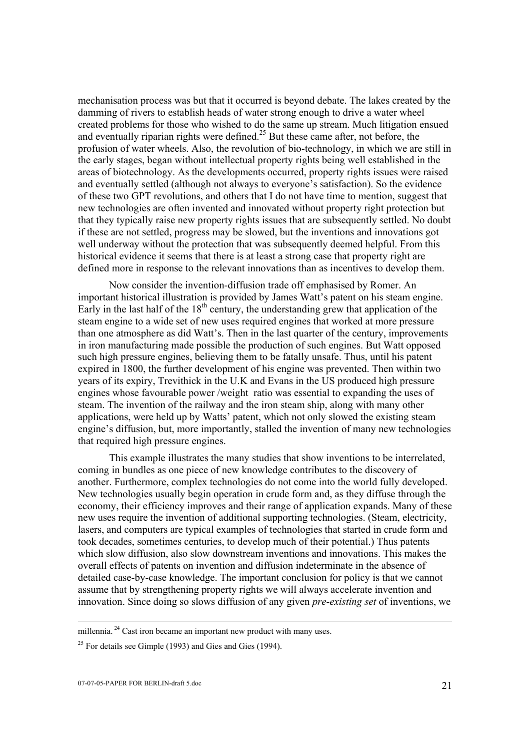mechanisation process was but that it occurred is beyond debate. The lakes created by the damming of rivers to establish heads of water strong enough to drive a water wheel created problems for those who wished to do the same up stream. Much litigation ensued and eventually riparian rights were defined.[25] But these came after, not before, the profusion of water wheels. Also, the revolution of bio-technology, in which we are still in the early stages, began without intellectual property rights being well established in the areas of biotechnology. As the developments occurred, property rights issues were raised and eventually settled (although not always to everyone's satisfaction). So the evidence of these two GPT revolutions, and others that I do not have time to mention, suggest that new technologies are often invented and innovated without property right protection but that they typically raise new property rights issues that are subsequently settled. No doubt if these are not settled, progress may be slowed, but the inventions and innovations got well underway without the protection that was subsequently deemed helpful. From this historical evidence it seems that there is at least a strong case that property right are defined more in response to the relevant innovations than as incentives to develop them.

Now consider the invention-diffusion trade off emphasised by Romer. An important historical illustration is provided by James Watt's patent on his steam engine. Early in the last half of the 18th century, the understanding grew that application of the steam engine to a wide set of new uses required engines that worked at more pressure than one atmosphere as did Watt's. Then in the last quarter of the century, improvements in iron manufacturing made possible the production of such engines. But Watt opposed such high pressure engines, believing them to be fatally unsafe. Thus, until his patent expired in 1800, the further development of his engine was prevented. Then within two years of its expiry, Trevithick in the U.K and Evans in the US produced high pressure engines whose favourable power /weight ratio was essential to expanding the uses of steam. The invention of the railway and the iron steam ship, along with many other applications, were held up by Watts' patent, which not only slowed the existing steam engine's diffusion, but, more importantly, stalled the invention of many new technologies that required high pressure engines.

This example illustrates the many studies that show inventions to be interrelated, coming in bundles as one piece of new knowledge contributes to the discovery of another. Furthermore, complex technologies do not come into the world fully developed. New technologies usually begin operation in crude form and, as they diffuse through the economy, their efficiency improves and their range of application expands. Many of these new uses require the invention of additional supporting technologies. (Steam, electricity, lasers, and computers are typical examples of technologies that started in crude form and took decades, sometimes centuries, to develop much of their potential.) Thus patents which slow diffusion, also slow downstream inventions and innovations. This makes the overall effects of patents on invention and diffusion indeterminate in the absence of detailed case-by-case knowledge. The important conclusion for policy is that we cannot assume that by strengthening property rights we will always accelerate invention and innovation. Since doing so slows diffusion of any given *pre-existing set* of inventions, we

---

millennia. [24] Cast iron became an important new product with many uses.

[25] For details see Gimple (1993) and Gies and Gies (1994).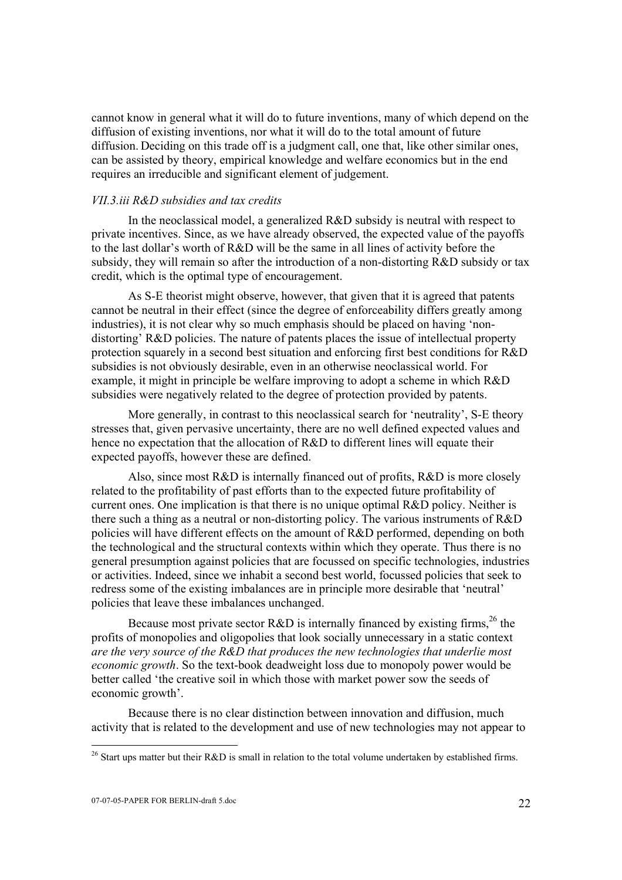cannot know in general what it will do to future inventions, many of which depend on the diffusion of existing inventions, nor what it will do to the total amount of future diffusion. Deciding on this trade off is a judgment call, one that, like other similar ones, can be assisted by theory, empirical knowledge and welfare economics but in the end requires an irreducible and significant element of judgement.

### *VII.3.iii R&D subsidies and tax credits*

In the neoclassical model, a generalized R&D subsidy is neutral with respect to private incentives. Since, as we have already observed, the expected value of the payoffs to the last dollar's worth of R&D will be the same in all lines of activity before the subsidy, they will remain so after the introduction of a non-distorting R&D subsidy or tax credit, which is the optimal type of encouragement.

As S-E theorist might observe, however, that given that it is agreed that patents cannot be neutral in their effect (since the degree of enforceability differs greatly among industries), it is not clear why so much emphasis should be placed on having 'non-distorting' R&D policies. The nature of patents places the issue of intellectual property protection squarely in a second best situation and enforcing first best conditions for R&D subsidies is not obviously desirable, even in an otherwise neoclassical world. For example, it might in principle be welfare improving to adopt a scheme in which R&D subsidies were negatively related to the degree of protection provided by patents.

More generally, in contrast to this neoclassical search for 'neutrality', S-E theory stresses that, given pervasive uncertainty, there are no well defined expected values and hence no expectation that the allocation of R&D to different lines will equate their expected payoffs, however these are defined.

Also, since most R&D is internally financed out of profits, R&D is more closely related to the profitability of past efforts than to the expected future profitability of current ones. One implication is that there is no unique optimal R&D policy. Neither is there such a thing as a neutral or non-distorting policy. The various instruments of R&D policies will have different effects on the amount of R&D performed, depending on both the technological and the structural contexts within which they operate. Thus there is no general presumption against policies that are focussed on specific technologies, industries or activities. Indeed, since we inhabit a second best world, focussed policies that seek to redress some of the existing imbalances are in principle more desirable that 'neutral' policies that leave these imbalances unchanged.

Because most private sector R&D is internally financed by existing firms,[26] the profits of monopolies and oligopolies that look socially unnecessary in a static context *are the very source of the R&D that produces the new technologies that underlie most economic growth*. So the text-book deadweight loss due to monopoly power would be better called 'the creative soil in which those with market power sow the seeds of economic growth'.

Because there is no clear distinction between innovation and diffusion, much activity that is related to the development and use of new technologies may not appear to

[26] Start ups matter but their R&D is small in relation to the total volume undertaken by established firms.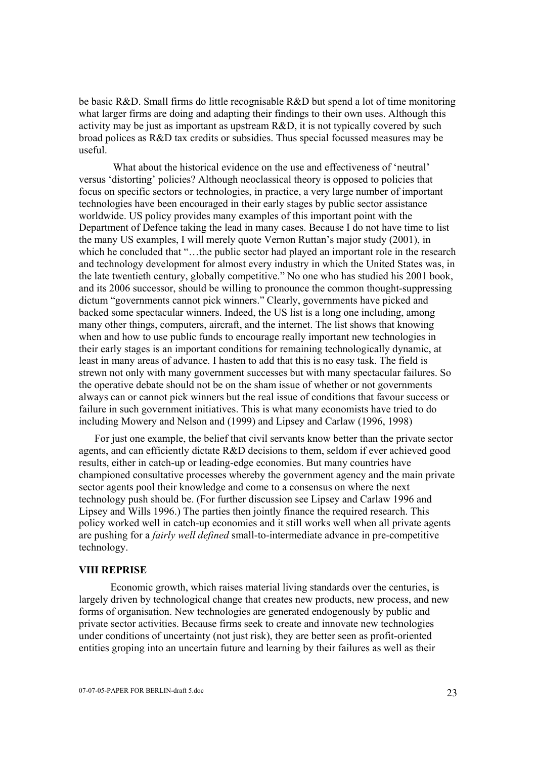be basic R&D. Small firms do little recognisable R&D but spend a lot of time monitoring what larger firms are doing and adapting their findings to their own uses. Although this activity may be just as important as upstream R&D, it is not typically covered by such broad polices as R&D tax credits or subsidies. Thus special focussed measures may be useful.

What about the historical evidence on the use and effectiveness of 'neutral' versus 'distorting' policies? Although neoclassical theory is opposed to policies that focus on specific sectors or technologies, in practice, a very large number of important technologies have been encouraged in their early stages by public sector assistance worldwide. US policy provides many examples of this important point with the Department of Defence taking the lead in many cases. Because I do not have time to list the many US examples, I will merely quote Vernon Ruttan's major study (2001), in which he concluded that "…the public sector had played an important role in the research and technology development for almost every industry in which the United States was, in the late twentieth century, globally competitive." No one who has studied his 2001 book, and its 2006 successor, should be willing to pronounce the common thought-suppressing dictum "governments cannot pick winners." Clearly, governments have picked and backed some spectacular winners. Indeed, the US list is a long one including, among many other things, computers, aircraft, and the internet. The list shows that knowing when and how to use public funds to encourage really important new technologies in their early stages is an important conditions for remaining technologically dynamic, at least in many areas of advance. I hasten to add that this is no easy task. The field is strewn not only with many government successes but with many spectacular failures. So the operative debate should not be on the sham issue of whether or not governments always can or cannot pick winners but the real issue of conditions that favour success or failure in such government initiatives. This is what many economists have tried to do including Mowery and Nelson and (1999) and Lipsey and Carlaw (1996, 1998)

For just one example, the belief that civil servants know better than the private sector agents, and can efficiently dictate R&D decisions to them, seldom if ever achieved good results, either in catch-up or leading-edge economies. But many countries have championed consultative processes whereby the government agency and the main private sector agents pool their knowledge and come to a consensus on where the next technology push should be. (For further discussion see Lipsey and Carlaw 1996 and Lipsey and Wills 1996.) The parties then jointly finance the required research. This policy worked well in catch-up economies and it still works well when all private agents are pushing for a *fairly well defined* small-to-intermediate advance in pre-competitive technology.

## VIII REPRISE

Economic growth, which raises material living standards over the centuries, is largely driven by technological change that creates new products, new process, and new forms of organisation. New technologies are generated endogenously by public and private sector activities. Because firms seek to create and innovate new technologies under conditions of uncertainty (not just risk), they are better seen as profit-oriented entities groping into an uncertain future and learning by their failures as well as their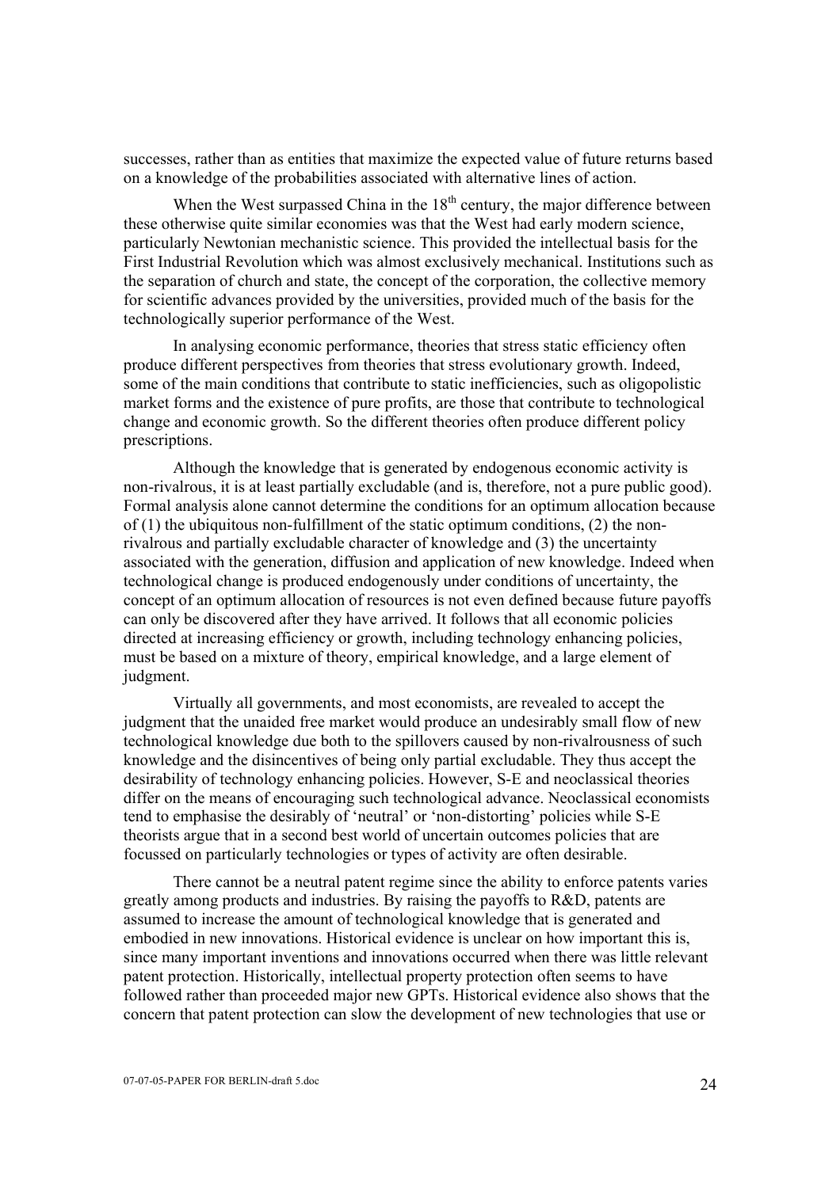successes, rather than as entities that maximize the expected value of future returns based on a knowledge of the probabilities associated with alternative lines of action.

When the West surpassed China in the 18th century, the major difference between these otherwise quite similar economies was that the West had early modern science, particularly Newtonian mechanistic science. This provided the intellectual basis for the First Industrial Revolution which was almost exclusively mechanical. Institutions such as the separation of church and state, the concept of the corporation, the collective memory for scientific advances provided by the universities, provided much of the basis for the technologically superior performance of the West.

In analysing economic performance, theories that stress static efficiency often produce different perspectives from theories that stress evolutionary growth. Indeed, some of the main conditions that contribute to static inefficiencies, such as oligopolistic market forms and the existence of pure profits, are those that contribute to technological change and economic growth. So the different theories often produce different policy prescriptions.

Although the knowledge that is generated by endogenous economic activity is non-rivalrous, it is at least partially excludable (and is, therefore, not a pure public good). Formal analysis alone cannot determine the conditions for an optimum allocation because of (1) the ubiquitous non-fulfillment of the static optimum conditions, (2) the non-rivalrous and partially excludable character of knowledge and (3) the uncertainty associated with the generation, diffusion and application of new knowledge. Indeed when technological change is produced endogenously under conditions of uncertainty, the concept of an optimum allocation of resources is not even defined because future payoffs can only be discovered after they have arrived. It follows that all economic policies directed at increasing efficiency or growth, including technology enhancing policies, must be based on a mixture of theory, empirical knowledge, and a large element of judgment.

Virtually all governments, and most economists, are revealed to accept the judgment that the unaided free market would produce an undesirably small flow of new technological knowledge due both to the spillovers caused by non-rivalrousness of such knowledge and the disincentives of being only partial excludable. They thus accept the desirability of technology enhancing policies. However, S-E and neoclassical theories differ on the means of encouraging such technological advance. Neoclassical economists tend to emphasise the desirably of 'neutral' or 'non-distorting' policies while S-E theorists argue that in a second best world of uncertain outcomes policies that are focussed on particularly technologies or types of activity are often desirable.

There cannot be a neutral patent regime since the ability to enforce patents varies greatly among products and industries. By raising the payoffs to R&D, patents are assumed to increase the amount of technological knowledge that is generated and embodied in new innovations. Historical evidence is unclear on how important this is, since many important inventions and innovations occurred when there was little relevant patent protection. Historically, intellectual property protection often seems to have followed rather than proceeded major new GPTs. Historical evidence also shows that the concern that patent protection can slow the development of new technologies that use or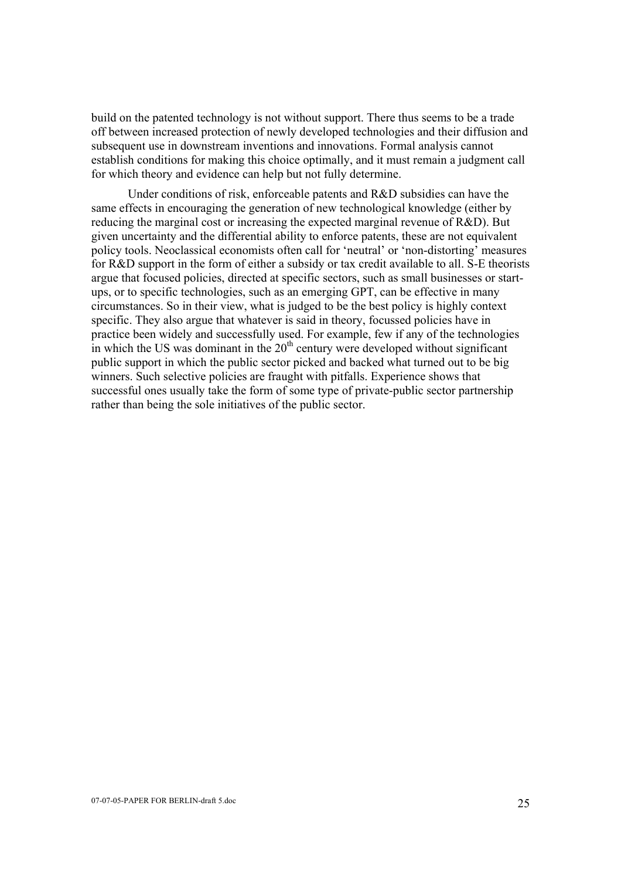build on the patented technology is not without support. There thus seems to be a trade off between increased protection of newly developed technologies and their diffusion and subsequent use in downstream inventions and innovations. Formal analysis cannot establish conditions for making this choice optimally, and it must remain a judgment call for which theory and evidence can help but not fully determine.

Under conditions of risk, enforceable patents and R&D subsidies can have the same effects in encouraging the generation of new technological knowledge (either by reducing the marginal cost or increasing the expected marginal revenue of R&D). But given uncertainty and the differential ability to enforce patents, these are not equivalent policy tools. Neoclassical economists often call for 'neutral' or 'non-distorting' measures for R&D support in the form of either a subsidy or tax credit available to all. S-E theorists argue that focused policies, directed at specific sectors, such as small businesses or start-ups, or to specific technologies, such as an emerging GPT, can be effective in many circumstances. So in their view, what is judged to be the best policy is highly context specific. They also argue that whatever is said in theory, focussed policies have in practice been widely and successfully used. For example, few if any of the technologies in which the US was dominant in the 20th century were developed without significant public support in which the public sector picked and backed what turned out to be big winners. Such selective policies are fraught with pitfalls. Experience shows that successful ones usually take the form of some type of private-public sector partnership rather than being the sole initiatives of the public sector.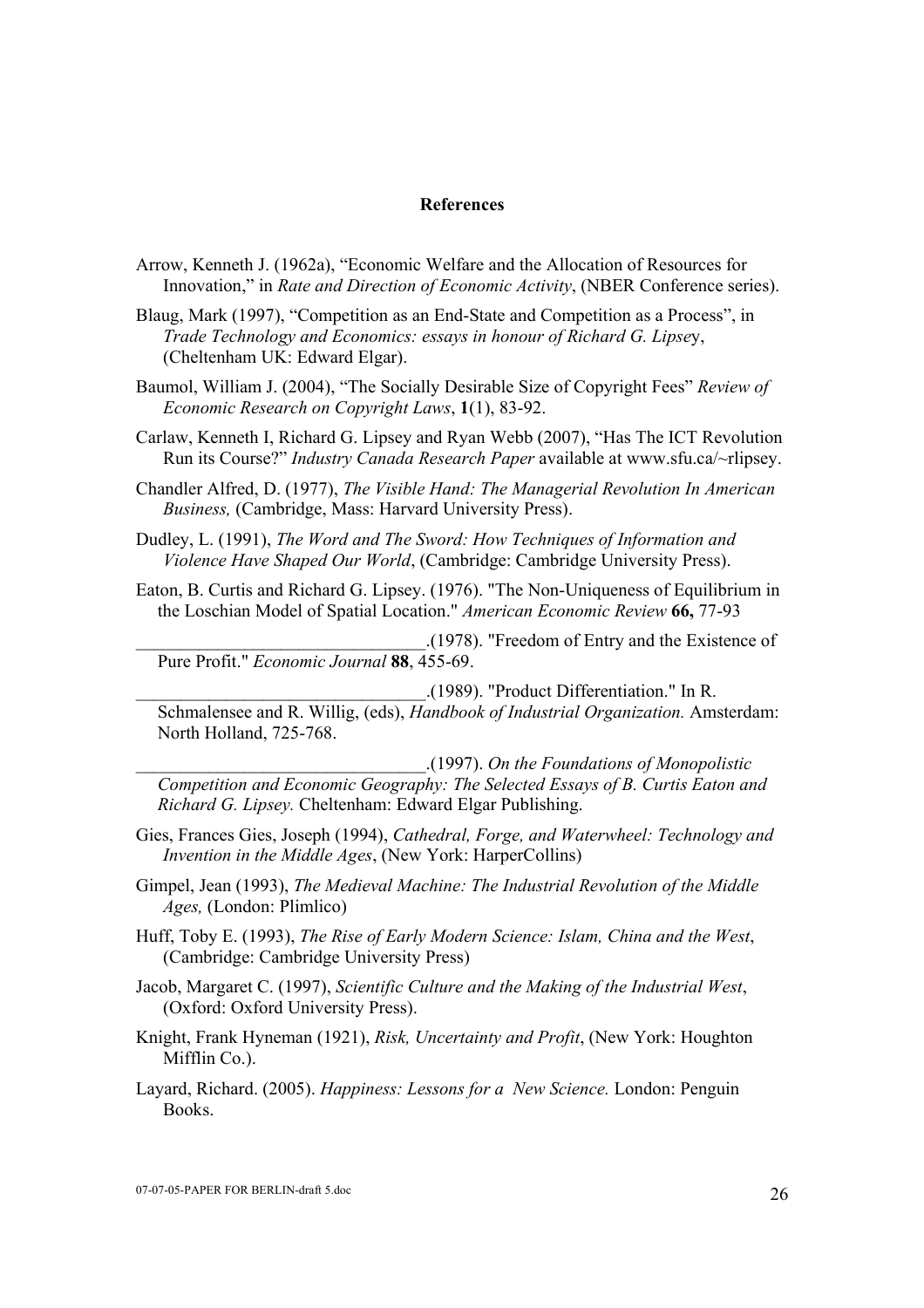## References

Arrow, Kenneth J. (1962a), "Economic Welfare and the Allocation of Resources for Innovation," in *Rate and Direction of Economic Activity*, (NBER Conference series).

Blaug, Mark (1997), "Competition as an End-State and Competition as a Process", in *Trade Technology and Economics: essays in honour of Richard G. Lipsey*, (Cheltenham UK: Edward Elgar).

Baumol, William J. (2004), "The Socially Desirable Size of Copyright Fees" *Review of Economic Research on Copyright Laws*, **1**(1), 83-92.

Carlaw, Kenneth I, Richard G. Lipsey and Ryan Webb (2007), "Has The ICT Revolution Run its Course?" *Industry Canada Research Paper* available at www.sfu.ca/~rlipsey.

Chandler Alfred, D. (1977), *The Visible Hand: The Managerial Revolution In American Business,* (Cambridge, Mass: Harvard University Press).

Dudley, L. (1991), *The Word and The Sword: How Techniques of Information and Violence Have Shaped Our World*, (Cambridge: Cambridge University Press).

Eaton, B. Curtis and Richard G. Lipsey. (1976). "The Non-Uniqueness of Equilibrium in the Loschian Model of Spatial Location." *American Economic Review* **66,** 77-93

\_\_\_\_\_\_\_\_\_\_\_\_\_\_\_\_\_\_\_\_\_\_\_\_\_\_\_\_\_\_\_\_.(1978). "Freedom of Entry and the Existence of Pure Profit." *Economic Journal* **88**, 455-69.

\_\_\_\_\_\_\_\_\_\_\_\_\_\_\_\_\_\_\_\_\_\_\_\_\_\_\_\_\_\_\_\_.(1989). "Product Differentiation." In R. Schmalensee and R. Willig, (eds), *Handbook of Industrial Organization.* Amsterdam: North Holland, 725-768.

\_\_\_\_\_\_\_\_\_\_\_\_\_\_\_\_\_\_\_\_\_\_\_\_\_\_\_\_\_\_\_\_.(1997). *On the Foundations of Monopolistic Competition and Economic Geography: The Selected Essays of B. Curtis Eaton and Richard G. Lipsey.* Cheltenham: Edward Elgar Publishing.

Gies, Frances Gies, Joseph (1994), *Cathedral, Forge, and Waterwheel: Technology and Invention in the Middle Ages*, (New York: HarperCollins)

Gimpel, Jean (1993), *The Medieval Machine: The Industrial Revolution of the Middle Ages,* (London: Plimlico)

Huff, Toby E. (1993), *The Rise of Early Modern Science: Islam, China and the West*, (Cambridge: Cambridge University Press)

Jacob, Margaret C. (1997), *Scientific Culture and the Making of the Industrial West*, (Oxford: Oxford University Press).

Knight, Frank Hyneman (1921), *Risk, Uncertainty and Profit*, (New York: Houghton Mifflin Co.).

Layard, Richard. (2005). *Happiness: Lessons for a New Science.* London: Penguin Books.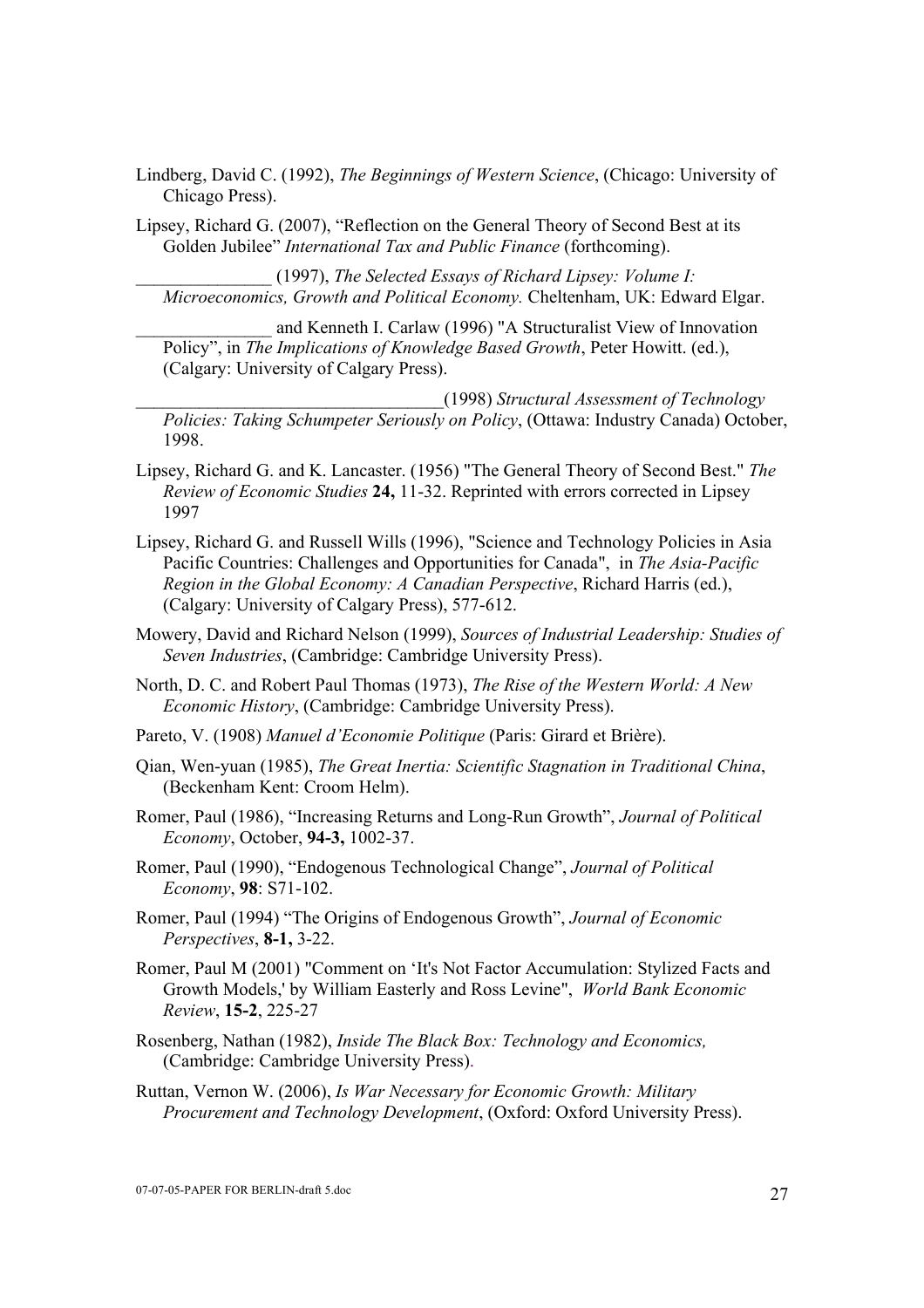Lindberg, David C. (1992), *The Beginnings of Western Science*, (Chicago: University of Chicago Press).

Lipsey, Richard G. (2007), "Reflection on the General Theory of Second Best at its Golden Jubilee" *International Tax and Public Finance* (forthcoming).

_______________ (1997), *The Selected Essays of Richard Lipsey: Volume I: Microeconomics, Growth and Political Economy.* Cheltenham, UK: Edward Elgar.

_______________ and Kenneth I. Carlaw (1996) "A Structuralist View of Innovation Policy", in *The Implications of Knowledge Based Growth*, Peter Howitt. (ed.), (Calgary: University of Calgary Press).

__________________________________(1998) *Structural Assessment of Technology Policies: Taking Schumpeter Seriously on Policy*, (Ottawa: Industry Canada) October, 1998.

Lipsey, Richard G. and K. Lancaster. (1956) "The General Theory of Second Best." *The Review of Economic Studies* **24,** 11-32. Reprinted with errors corrected in Lipsey 1997

Lipsey, Richard G. and Russell Wills (1996), "Science and Technology Policies in Asia Pacific Countries: Challenges and Opportunities for Canada", in *The Asia-Pacific Region in the Global Economy: A Canadian Perspective*, Richard Harris (ed.), (Calgary: University of Calgary Press), 577-612.

Mowery, David and Richard Nelson (1999), *Sources of Industrial Leadership: Studies of Seven Industries*, (Cambridge: Cambridge University Press).

North, D. C. and Robert Paul Thomas (1973), *The Rise of the Western World: A New Economic History*, (Cambridge: Cambridge University Press).

Pareto, V. (1908) *Manuel d'Economie Politique* (Paris: Girard et Brière).

Qian, Wen-yuan (1985), *The Great Inertia: Scientific Stagnation in Traditional China*, (Beckenham Kent: Croom Helm).

Romer, Paul (1986), "Increasing Returns and Long-Run Growth", *Journal of Political Economy*, October, **94-3,** 1002-37.

Romer, Paul (1990), "Endogenous Technological Change", *Journal of Political Economy*, **98**: S71-102.

Romer, Paul (1994) "The Origins of Endogenous Growth", *Journal of Economic Perspectives*, **8-1,** 3-22.

Romer, Paul M (2001) "Comment on 'It's Not Factor Accumulation: Stylized Facts and Growth Models,' by William Easterly and Ross Levine", *World Bank Economic Review*, **15-2**, 225-27

Rosenberg, Nathan (1982), *Inside The Black Box: Technology and Economics,* (Cambridge: Cambridge University Press).

Ruttan, Vernon W. (2006), *Is War Necessary for Economic Growth: Military Procurement and Technology Development*, (Oxford: Oxford University Press).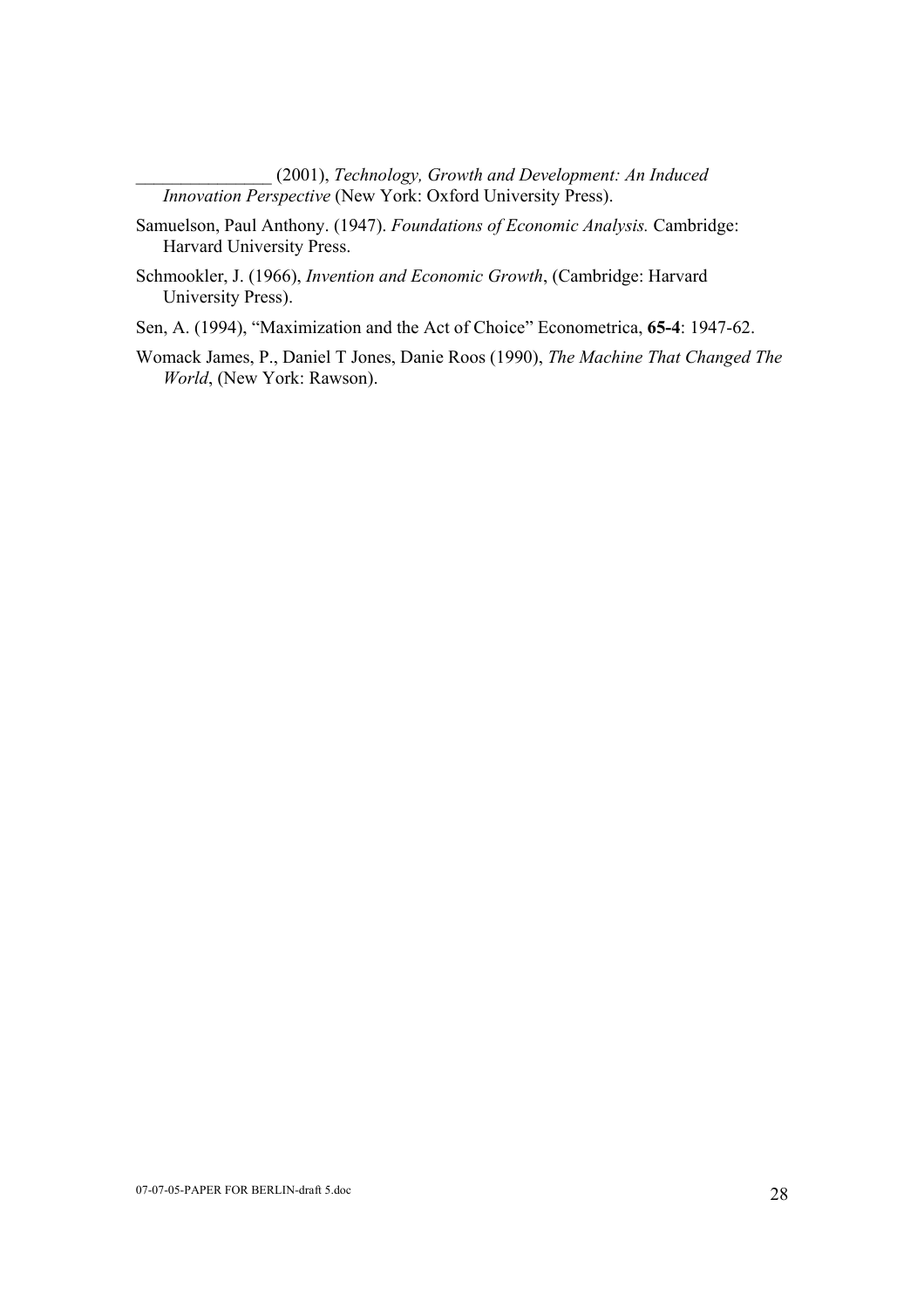_______________ (2001), *Technology, Growth and Development: An Induced Innovation Perspective* (New York: Oxford University Press).

Samuelson, Paul Anthony. (1947). *Foundations of Economic Analysis.* Cambridge: Harvard University Press.

Schmookler, J. (1966), *Invention and Economic Growth*, (Cambridge: Harvard University Press).

Sen, A. (1994), "Maximization and the Act of Choice" Econometrica, **65-4**: 1947-62.

Womack James, P., Daniel T Jones, Danie Roos (1990), *The Machine That Changed The World*, (New York: Rawson).